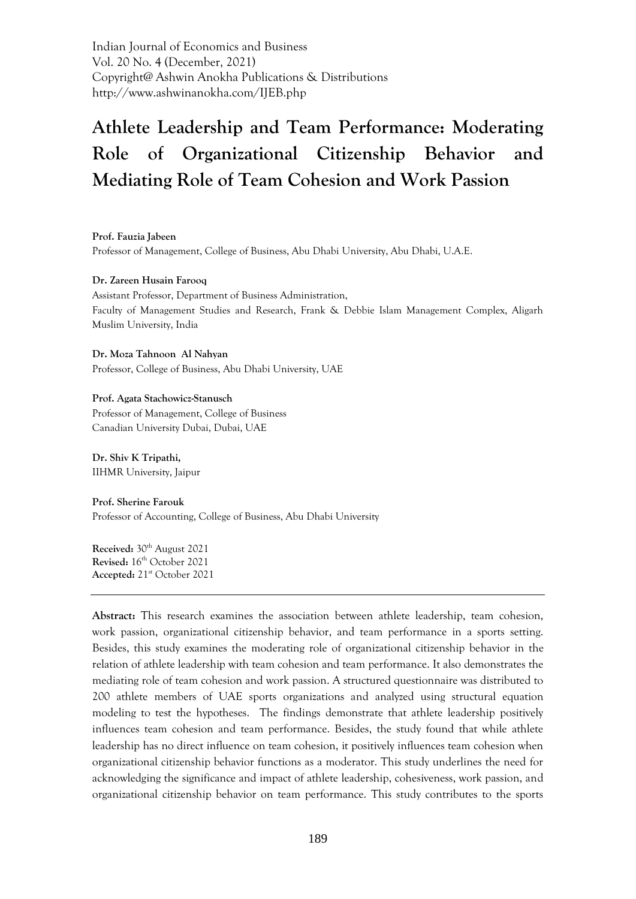Indian Journal of Economics and Business
Vol. 20 No. 4 (December, 2021)
Copyright@ Ashwin Anokha Publications & Distributions
http://www.ashwinanokha.com/IJEB.php

# Athlete Leadership and Team Performance: Moderating Role of Organizational Citizenship Behavior and Mediating Role of Team Cohesion and Work Passion

**Prof. Fauzia Jabeen**
Professor of Management, College of Business, Abu Dhabi University, Abu Dhabi, U.A.E.

**Dr. Zareen Husain Farooq**
Assistant Professor, Department of Business Administration,
Faculty of Management Studies and Research, Frank & Debbie Islam Management Complex, Aligarh Muslim University, India

**Dr. Moza Tahnoon Al Nahyan**
Professor, College of Business, Abu Dhabi University, UAE

**Prof. Agata Stachowicz-Stanusch**
Professor of Management, College of Business
Canadian University Dubai, Dubai, UAE

**Dr. Shiv K Tripathi,**
IIHMR University, Jaipur

**Prof. Sherine Farouk**
Professor of Accounting, College of Business, Abu Dhabi University

**Received:** 30th August 2021
**Revised:** 16th October 2021
**Accepted:** 21st October 2021

---

**Abstract:** This research examines the association between athlete leadership, team cohesion, work passion, organizational citizenship behavior, and team performance in a sports setting. Besides, this study examines the moderating role of organizational citizenship behavior in the relation of athlete leadership with team cohesion and team performance. It also demonstrates the mediating role of team cohesion and work passion. A structured questionnaire was distributed to 200 athlete members of UAE sports organizations and analyzed using structural equation modeling to test the hypotheses. The findings demonstrate that athlete leadership positively influences team cohesion and team performance. Besides, the study found that while athlete leadership has no direct influence on team cohesion, it positively influences team cohesion when organizational citizenship behavior functions as a moderator. This study underlines the need for acknowledging the significance and impact of athlete leadership, cohesiveness, work passion, and organizational citizenship behavior on team performance. This study contributes to the sports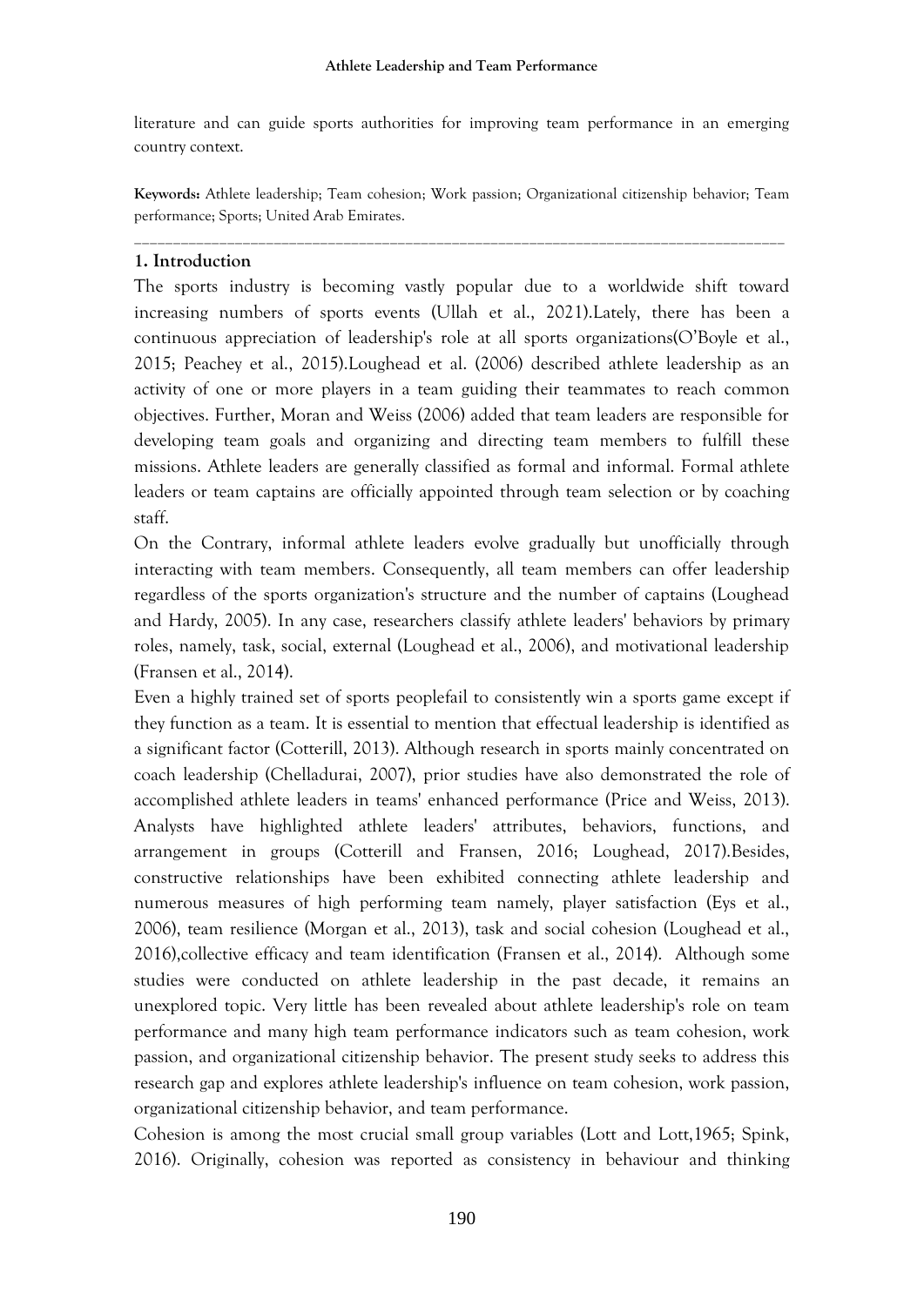literature and can guide sports authorities for improving team performance in an emerging country context.

**Keywords:** Athlete leadership; Team cohesion; Work passion; Organizational citizenship behavior; Team performance; Sports; United Arab Emirates.

---

## 1. Introduction

The sports industry is becoming vastly popular due to a worldwide shift toward increasing numbers of sports events (Ullah et al., 2021).Lately, there has been a continuous appreciation of leadership's role at all sports organizations(O'Boyle et al., 2015; Peachey et al., 2015).Loughead et al. (2006) described athlete leadership as an activity of one or more players in a team guiding their teammates to reach common objectives. Further, Moran and Weiss (2006) added that team leaders are responsible for developing team goals and organizing and directing team members to fulfill these missions. Athlete leaders are generally classified as formal and informal. Formal athlete leaders or team captains are officially appointed through team selection or by coaching staff.

On the Contrary, informal athlete leaders evolve gradually but unofficially through interacting with team members. Consequently, all team members can offer leadership regardless of the sports organization's structure and the number of captains (Loughead and Hardy, 2005). In any case, researchers classify athlete leaders' behaviors by primary roles, namely, task, social, external (Loughead et al., 2006), and motivational leadership (Fransen et al., 2014).

Even a highly trained set of sports peoplefail to consistently win a sports game except if they function as a team. It is essential to mention that effectual leadership is identified as a significant factor (Cotterill, 2013). Although research in sports mainly concentrated on coach leadership (Chelladurai, 2007), prior studies have also demonstrated the role of accomplished athlete leaders in teams' enhanced performance (Price and Weiss, 2013). Analysts have highlighted athlete leaders' attributes, behaviors, functions, and arrangement in groups (Cotterill and Fransen, 2016; Loughead, 2017).Besides, constructive relationships have been exhibited connecting athlete leadership and numerous measures of high performing team namely, player satisfaction (Eys et al., 2006), team resilience (Morgan et al., 2013), task and social cohesion (Loughead et al., 2016),collective efficacy and team identification (Fransen et al., 2014). Although some studies were conducted on athlete leadership in the past decade, it remains an unexplored topic. Very little has been revealed about athlete leadership's role on team performance and many high team performance indicators such as team cohesion, work passion, and organizational citizenship behavior. The present study seeks to address this research gap and explores athlete leadership's influence on team cohesion, work passion, organizational citizenship behavior, and team performance.

Cohesion is among the most crucial small group variables (Lott and Lott,1965; Spink, 2016). Originally, cohesion was reported as consistency in behaviour and thinking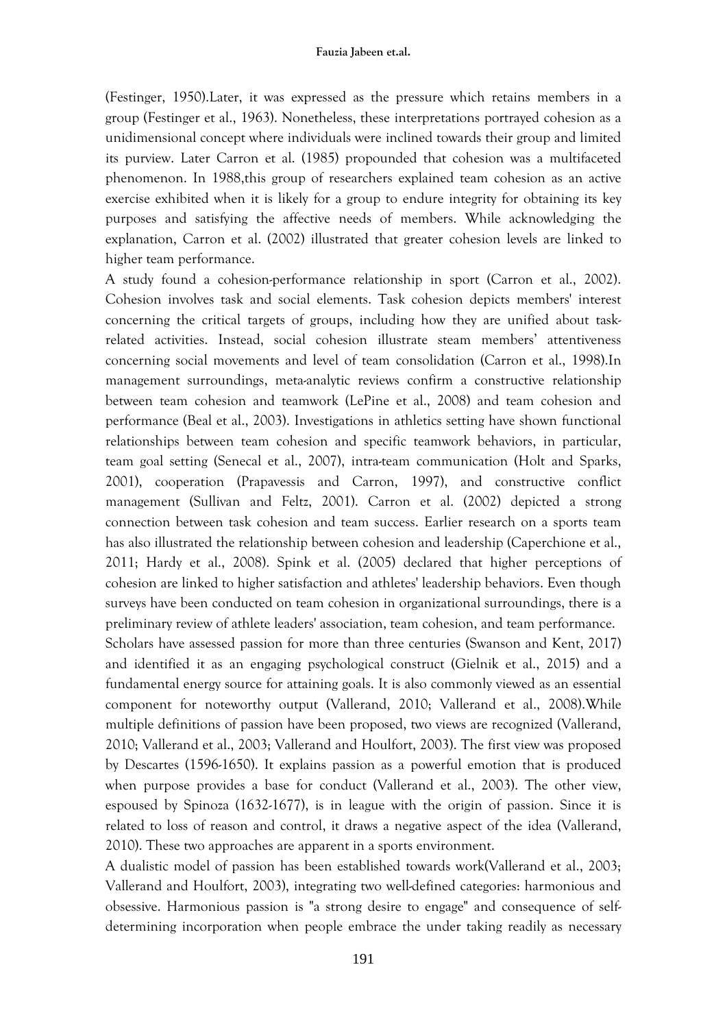(Festinger, 1950).Later, it was expressed as the pressure which retains members in a group (Festinger et al., 1963). Nonetheless, these interpretations portrayed cohesion as a unidimensional concept where individuals were inclined towards their group and limited its purview. Later Carron et al. (1985) propounded that cohesion was a multifaceted phenomenon. In 1988,this group of researchers explained team cohesion as an active exercise exhibited when it is likely for a group to endure integrity for obtaining its key purposes and satisfying the affective needs of members. While acknowledging the explanation, Carron et al. (2002) illustrated that greater cohesion levels are linked to higher team performance.

A study found a cohesion-performance relationship in sport (Carron et al., 2002). Cohesion involves task and social elements. Task cohesion depicts members' interest concerning the critical targets of groups, including how they are unified about task-related activities. Instead, social cohesion illustrate steam members' attentiveness concerning social movements and level of team consolidation (Carron et al., 1998).In management surroundings, meta-analytic reviews confirm a constructive relationship between team cohesion and teamwork (LePine et al., 2008) and team cohesion and performance (Beal et al., 2003). Investigations in athletics setting have shown functional relationships between team cohesion and specific teamwork behaviors, in particular, team goal setting (Senecal et al., 2007), intra-team communication (Holt and Sparks, 2001), cooperation (Prapavessis and Carron, 1997), and constructive conflict management (Sullivan and Feltz, 2001). Carron et al. (2002) depicted a strong connection between task cohesion and team success. Earlier research on a sports team has also illustrated the relationship between cohesion and leadership (Caperchione et al., 2011; Hardy et al., 2008). Spink et al. (2005) declared that higher perceptions of cohesion are linked to higher satisfaction and athletes' leadership behaviors. Even though surveys have been conducted on team cohesion in organizational surroundings, there is a preliminary review of athlete leaders' association, team cohesion, and team performance.

Scholars have assessed passion for more than three centuries (Swanson and Kent, 2017) and identified it as an engaging psychological construct (Gielnik et al., 2015) and a fundamental energy source for attaining goals. It is also commonly viewed as an essential component for noteworthy output (Vallerand, 2010; Vallerand et al., 2008).While multiple definitions of passion have been proposed, two views are recognized (Vallerand, 2010; Vallerand et al., 2003; Vallerand and Houlfort, 2003). The first view was proposed by Descartes (1596-1650). It explains passion as a powerful emotion that is produced when purpose provides a base for conduct (Vallerand et al., 2003). The other view, espoused by Spinoza (1632-1677), is in league with the origin of passion. Since it is related to loss of reason and control, it draws a negative aspect of the idea (Vallerand, 2010). These two approaches are apparent in a sports environment.

A dualistic model of passion has been established towards work(Vallerand et al., 2003; Vallerand and Houlfort, 2003), integrating two well-defined categories: harmonious and obsessive. Harmonious passion is "a strong desire to engage" and consequence of self-determining incorporation when people embrace the under taking readily as necessary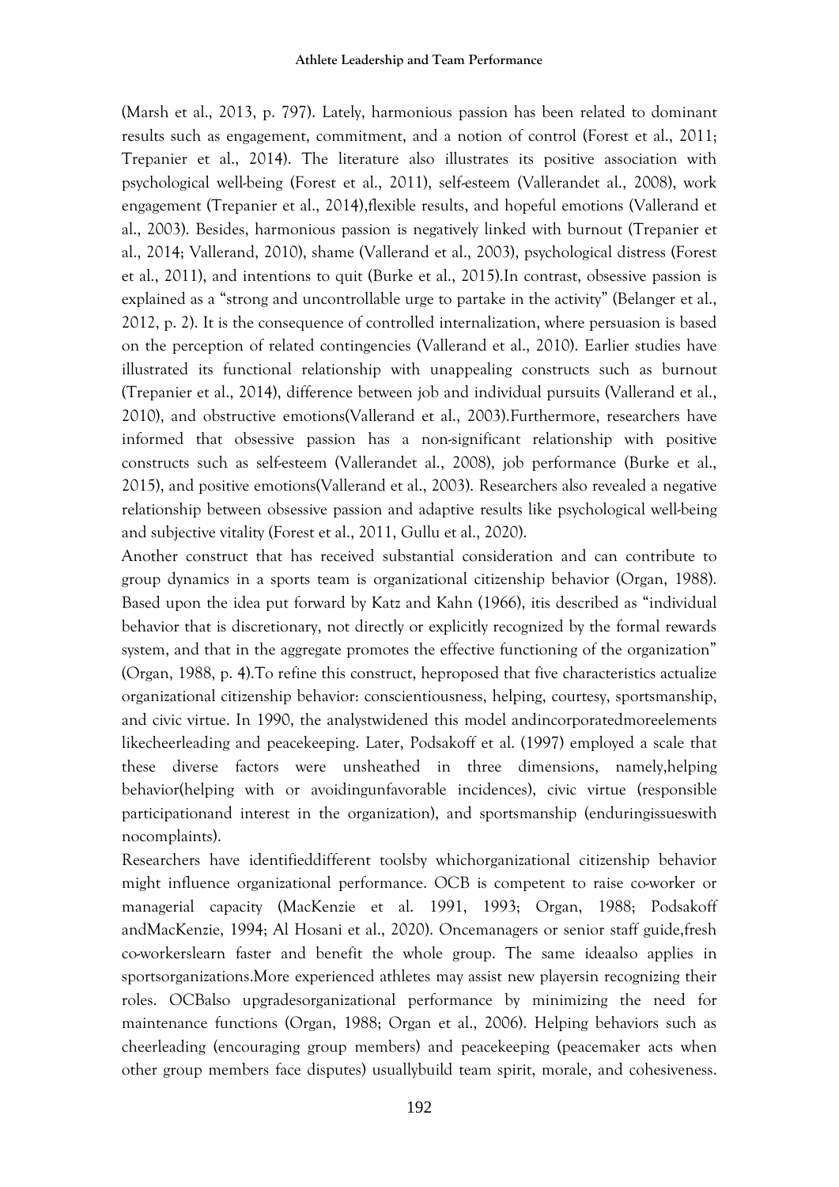(Marsh et al., 2013, p. 797). Lately, harmonious passion has been related to dominant results such as engagement, commitment, and a notion of control (Forest et al., 2011; Trepanier et al., 2014). The literature also illustrates its positive association with psychological well-being (Forest et al., 2011), self-esteem (Vallerandet al., 2008), work engagement (Trepanier et al., 2014),flexible results, and hopeful emotions (Vallerand et al., 2003). Besides, harmonious passion is negatively linked with burnout (Trepanier et al., 2014; Vallerand, 2010), shame (Vallerand et al., 2003), psychological distress (Forest et al., 2011), and intentions to quit (Burke et al., 2015).In contrast, obsessive passion is explained as a "strong and uncontrollable urge to partake in the activity" (Belanger et al., 2012, p. 2). It is the consequence of controlled internalization, where persuasion is based on the perception of related contingencies (Vallerand et al., 2010). Earlier studies have illustrated its functional relationship with unappealing constructs such as burnout (Trepanier et al., 2014), difference between job and individual pursuits (Vallerand et al., 2010), and obstructive emotions(Vallerand et al., 2003).Furthermore, researchers have informed that obsessive passion has a non-significant relationship with positive constructs such as self-esteem (Vallerandet al., 2008), job performance (Burke et al., 2015), and positive emotions(Vallerand et al., 2003). Researchers also revealed a negative relationship between obsessive passion and adaptive results like psychological well-being and subjective vitality (Forest et al., 2011, Gullu et al., 2020).

Another construct that has received substantial consideration and can contribute to group dynamics in a sports team is organizational citizenship behavior (Organ, 1988). Based upon the idea put forward by Katz and Kahn (1966), itis described as "individual behavior that is discretionary, not directly or explicitly recognized by the formal rewards system, and that in the aggregate promotes the effective functioning of the organization" (Organ, 1988, p. 4).To refine this construct, heproposed that five characteristics actualize organizational citizenship behavior: conscientiousness, helping, courtesy, sportsmanship, and civic virtue. In 1990, the analystwidened this model andincorporatedmoreelements likecheerleading and peacekeeping. Later, Podsakoff et al. (1997) employed a scale that these diverse factors were unsheathed in three dimensions, namely,helping behavior(helping with or avoidingunfavorable incidences), civic virtue (responsible participationand interest in the organization), and sportsmanship (enduringissueswith nocomplaints).

Researchers have identifieddifferent toolsby whichorganizational citizenship behavior might influence organizational performance. OCB is competent to raise co-worker or managerial capacity (MacKenzie et al. 1991, 1993; Organ, 1988; Podsakoff andMacKenzie, 1994; Al Hosani et al., 2020). Oncemanagers or senior staff guide,fresh co-workerslearn faster and benefit the whole group. The same ideaalso applies in sportsorganizations.More experienced athletes may assist new playersin recognizing their roles. OCBalso upgradesorganizational performance by minimizing the need for maintenance functions (Organ, 1988; Organ et al., 2006). Helping behaviors such as cheerleading (encouraging group members) and peacekeeping (peacemaker acts when other group members face disputes) usuallybuild team spirit, morale, and cohesiveness.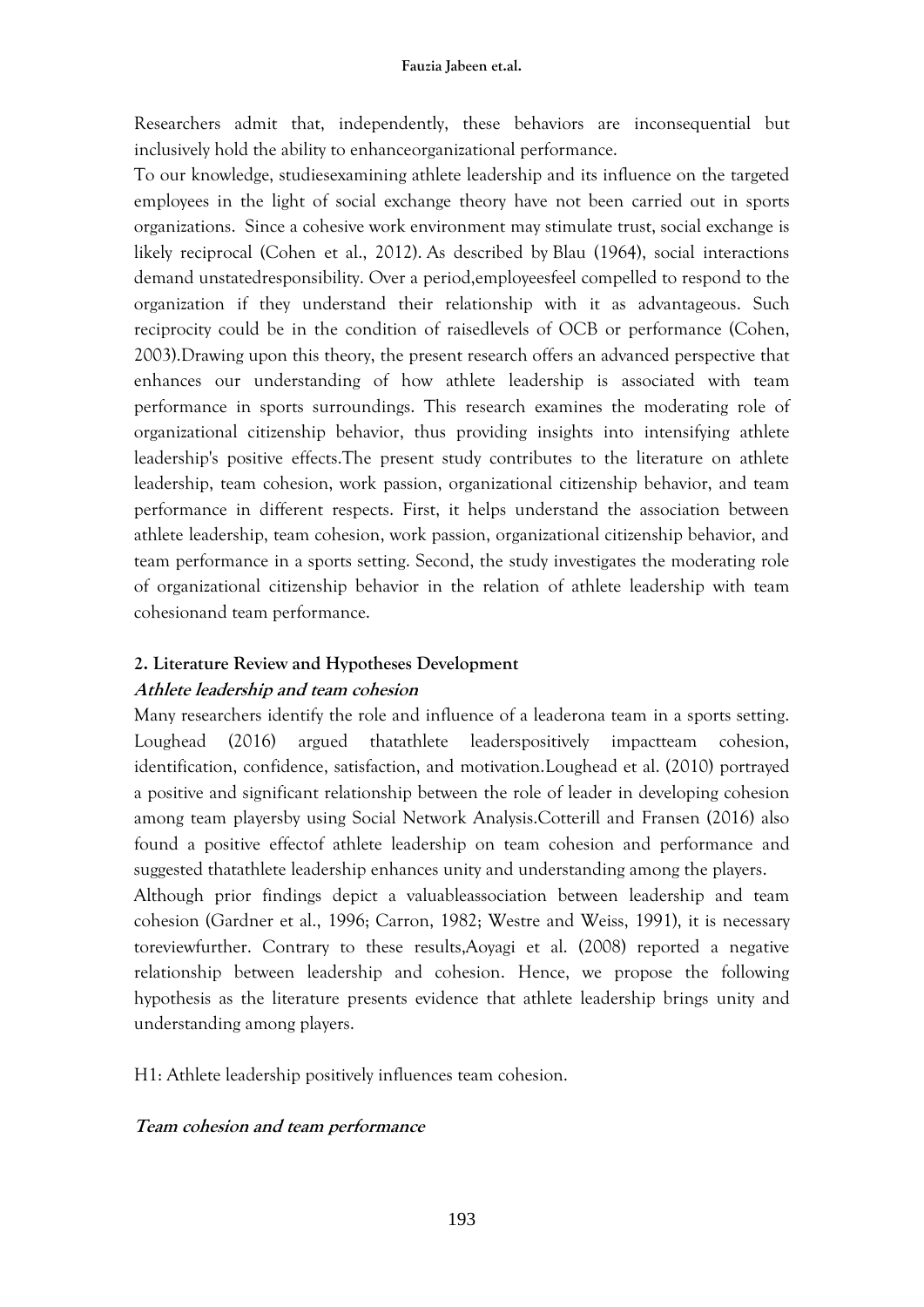Researchers admit that, independently, these behaviors are inconsequential but inclusively hold the ability to enhanceorganizational performance.

To our knowledge, studiesexamining athlete leadership and its influence on the targeted employees in the light of social exchange theory have not been carried out in sports organizations. Since a cohesive work environment may stimulate trust, social exchange is likely reciprocal (Cohen et al., 2012). As described by Blau (1964), social interactions demand unstatedresponsibility. Over a period,employeesfeel compelled to respond to the organization if they understand their relationship with it as advantageous. Such reciprocity could be in the condition of raisedlevels of OCB or performance (Cohen, 2003).Drawing upon this theory, the present research offers an advanced perspective that enhances our understanding of how athlete leadership is associated with team performance in sports surroundings. This research examines the moderating role of organizational citizenship behavior, thus providing insights into intensifying athlete leadership's positive effects.The present study contributes to the literature on athlete leadership, team cohesion, work passion, organizational citizenship behavior, and team performance in different respects. First, it helps understand the association between athlete leadership, team cohesion, work passion, organizational citizenship behavior, and team performance in a sports setting. Second, the study investigates the moderating role of organizational citizenship behavior in the relation of athlete leadership with team cohesionand team performance.

## 2. Literature Review and Hypotheses Development

### *Athlete leadership and team cohesion*

Many researchers identify the role and influence of a leaderona team in a sports setting. Loughead (2016) argued thatathlete leaderspositively impactteam cohesion, identification, confidence, satisfaction, and motivation.Loughead et al. (2010) portrayed a positive and significant relationship between the role of leader in developing cohesion among team playersby using Social Network Analysis.Cotterill and Fransen (2016) also found a positive effectof athlete leadership on team cohesion and performance and suggested thatathlete leadership enhances unity and understanding among the players.

Although prior findings depict a valuableassociation between leadership and team cohesion (Gardner et al., 1996; Carron, 1982; Westre and Weiss, 1991), it is necessary toreviewfurther. Contrary to these results,Aoyagi et al. (2008) reported a negative relationship between leadership and cohesion. Hence, we propose the following hypothesis as the literature presents evidence that athlete leadership brings unity and understanding among players.

H1: Athlete leadership positively influences team cohesion.

### *Team cohesion and team performance*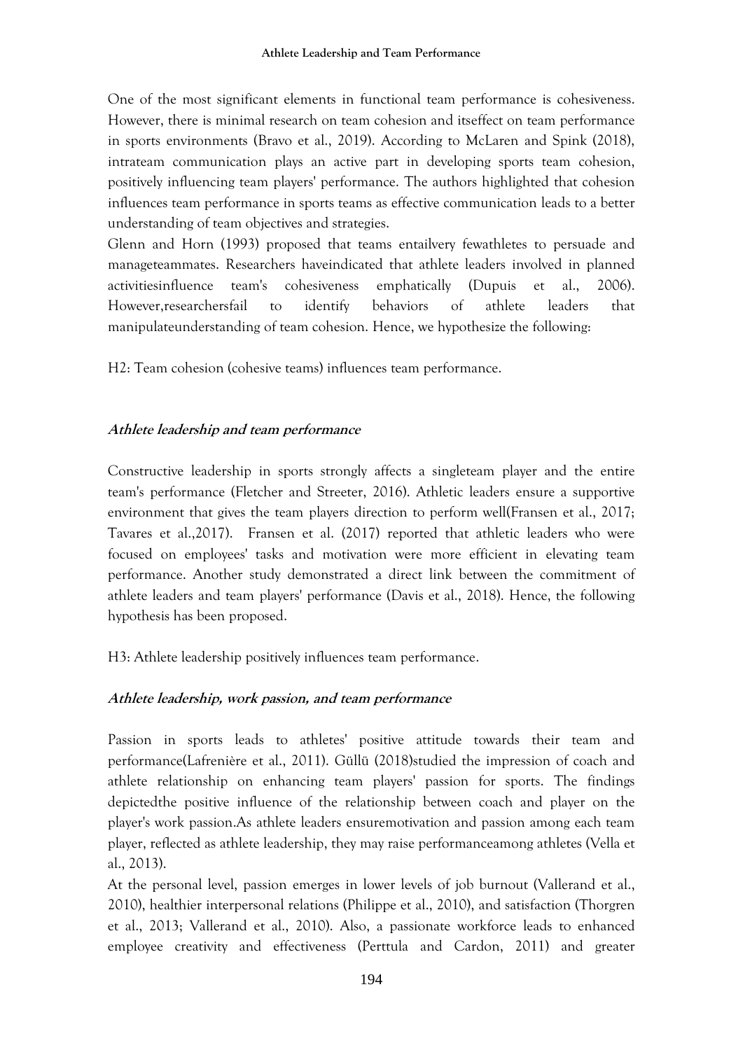One of the most significant elements in functional team performance is cohesiveness. However, there is minimal research on team cohesion and itseffect on team performance in sports environments (Bravo et al., 2019). According to McLaren and Spink (2018), intrateam communication plays an active part in developing sports team cohesion, positively influencing team players' performance. The authors highlighted that cohesion influences team performance in sports teams as effective communication leads to a better understanding of team objectives and strategies.

Glenn and Horn (1993) proposed that teams entailvery fewathletes to persuade and manageteammates. Researchers haveindicated that athlete leaders involved in planned activitiesinfluence team's cohesiveness emphatically (Dupuis et al., 2006). However,researchersfail to identify behaviors of athlete leaders that manipulateunderstanding of team cohesion. Hence, we hypothesize the following:

H2: Team cohesion (cohesive teams) influences team performance.

### *Athlete leadership and team performance*

Constructive leadership in sports strongly affects a singleteam player and the entire team's performance (Fletcher and Streeter, 2016). Athletic leaders ensure a supportive environment that gives the team players direction to perform well(Fransen et al., 2017; Tavares et al.,2017). Fransen et al. (2017) reported that athletic leaders who were focused on employees' tasks and motivation were more efficient in elevating team performance. Another study demonstrated a direct link between the commitment of athlete leaders and team players' performance (Davis et al., 2018). Hence, the following hypothesis has been proposed.

H3: Athlete leadership positively influences team performance.

### *Athlete leadership, work passion, and team performance*

Passion in sports leads to athletes' positive attitude towards their team and performance(Lafrenière et al., 2011). Güllü (2018)studied the impression of coach and athlete relationship on enhancing team players' passion for sports. The findings depictedthe positive influence of the relationship between coach and player on the player's work passion.As athlete leaders ensuremotivation and passion among each team player, reflected as athlete leadership, they may raise performanceamong athletes (Vella et al., 2013).

At the personal level, passion emerges in lower levels of job burnout (Vallerand et al., 2010), healthier interpersonal relations (Philippe et al., 2010), and satisfaction (Thorgren et al., 2013; Vallerand et al., 2010). Also, a passionate workforce leads to enhanced employee creativity and effectiveness (Perttula and Cardon, 2011) and greater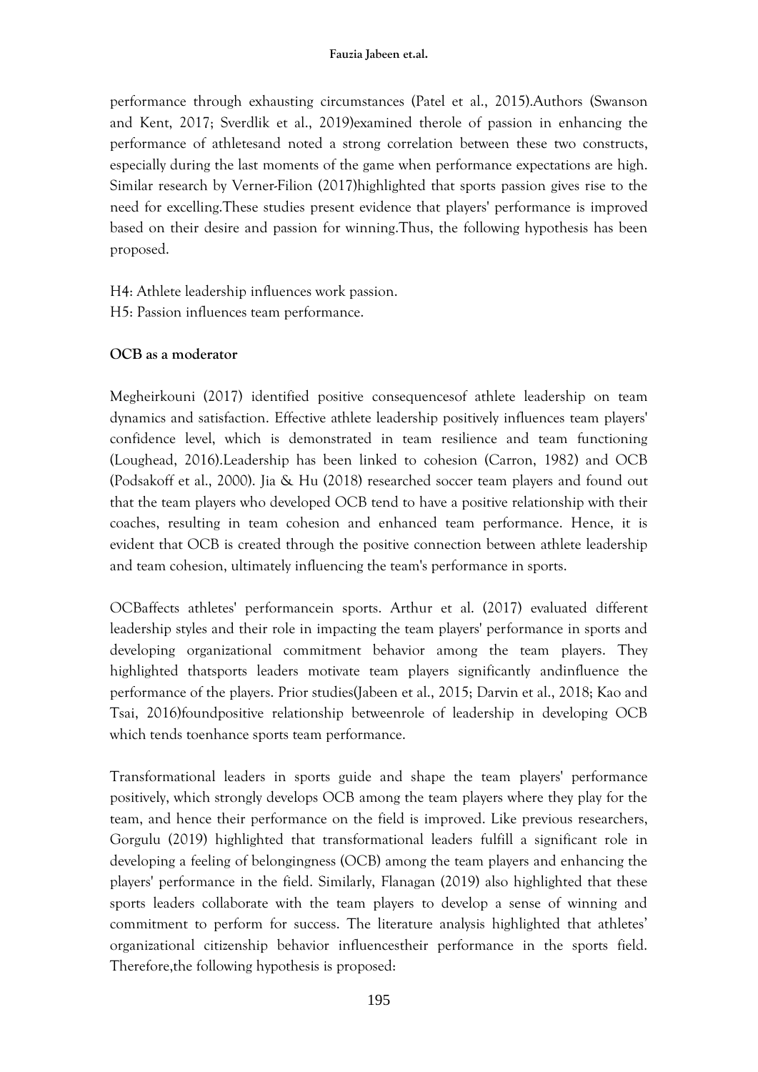performance through exhausting circumstances (Patel et al., 2015).Authors (Swanson and Kent, 2017; Sverdlik et al., 2019)examined therole of passion in enhancing the performance of athletesand noted a strong correlation between these two constructs, especially during the last moments of the game when performance expectations are high. Similar research by Verner-Filion (2017)highlighted that sports passion gives rise to the need for excelling.These studies present evidence that players' performance is improved based on their desire and passion for winning.Thus, the following hypothesis has been proposed.

H4: Athlete leadership influences work passion.
H5: Passion influences team performance.

**OCB as a moderator**

Megheirkouni (2017) identified positive consequencesof athlete leadership on team dynamics and satisfaction. Effective athlete leadership positively influences team players' confidence level, which is demonstrated in team resilience and team functioning (Loughead, 2016).Leadership has been linked to cohesion (Carron, 1982) and OCB (Podsakoff et al., 2000). Jia & Hu (2018) researched soccer team players and found out that the team players who developed OCB tend to have a positive relationship with their coaches, resulting in team cohesion and enhanced team performance. Hence, it is evident that OCB is created through the positive connection between athlete leadership and team cohesion, ultimately influencing the team's performance in sports.

OCBaffects athletes' performancein sports. Arthur et al. (2017) evaluated different leadership styles and their role in impacting the team players' performance in sports and developing organizational commitment behavior among the team players. They highlighted thatsports leaders motivate team players significantly andinfluence the performance of the players. Prior studies(Jabeen et al., 2015; Darvin et al., 2018; Kao and Tsai, 2016)foundpositive relationship betweenrole of leadership in developing OCB which tends toenhance sports team performance.

Transformational leaders in sports guide and shape the team players' performance positively, which strongly develops OCB among the team players where they play for the team, and hence their performance on the field is improved. Like previous researchers, Gorgulu (2019) highlighted that transformational leaders fulfill a significant role in developing a feeling of belongingness (OCB) among the team players and enhancing the players' performance in the field. Similarly, Flanagan (2019) also highlighted that these sports leaders collaborate with the team players to develop a sense of winning and commitment to perform for success. The literature analysis highlighted that athletes' organizational citizenship behavior influencestheir performance in the sports field. Therefore,the following hypothesis is proposed: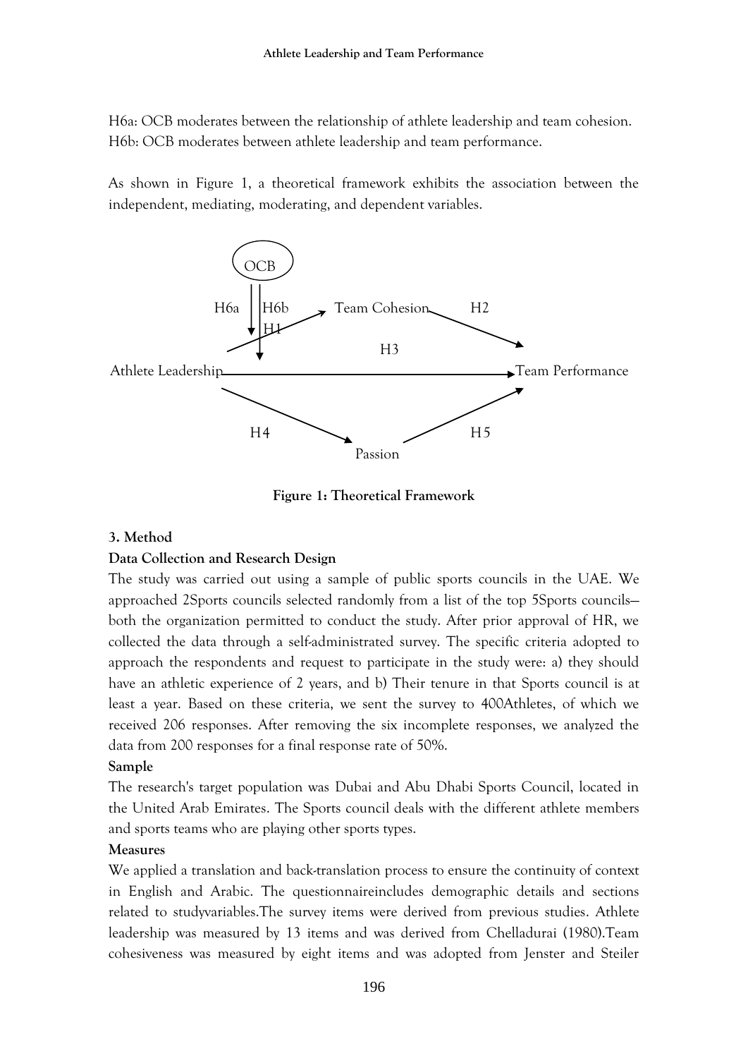H6a: OCB moderates between the relationship of athlete leadership and team cohesion.
H6b: OCB moderates between athlete leadership and team performance.

As shown in Figure 1, a theoretical framework exhibits the association between the independent, mediating, moderating, and dependent variables.

**Figure 1: Theoretical Framework**

### 3. Method

#### Data Collection and Research Design

The study was carried out using a sample of public sports councils in the UAE. We approached 2Sports councils selected randomly from a list of the top 5Sports councils—both the organization permitted to conduct the study. After prior approval of HR, we collected the data through a self-administrated survey. The specific criteria adopted to approach the respondents and request to participate in the study were: a) they should have an athletic experience of 2 years, and b) Their tenure in that Sports council is at least a year. Based on these criteria, we sent the survey to 400Athletes, of which we received 206 responses. After removing the six incomplete responses, we analyzed the data from 200 responses for a final response rate of 50%.

#### Sample

The research's target population was Dubai and Abu Dhabi Sports Council, located in the United Arab Emirates. The Sports council deals with the different athlete members and sports teams who are playing other sports types.

#### Measures

We applied a translation and back-translation process to ensure the continuity of context in English and Arabic. The questionnaireincludes demographic details and sections related to studyvariables.The survey items were derived from previous studies. Athlete leadership was measured by 13 items and was derived from Chelladurai (1980).Team cohesiveness was measured by eight items and was adopted from Jenster and Steiler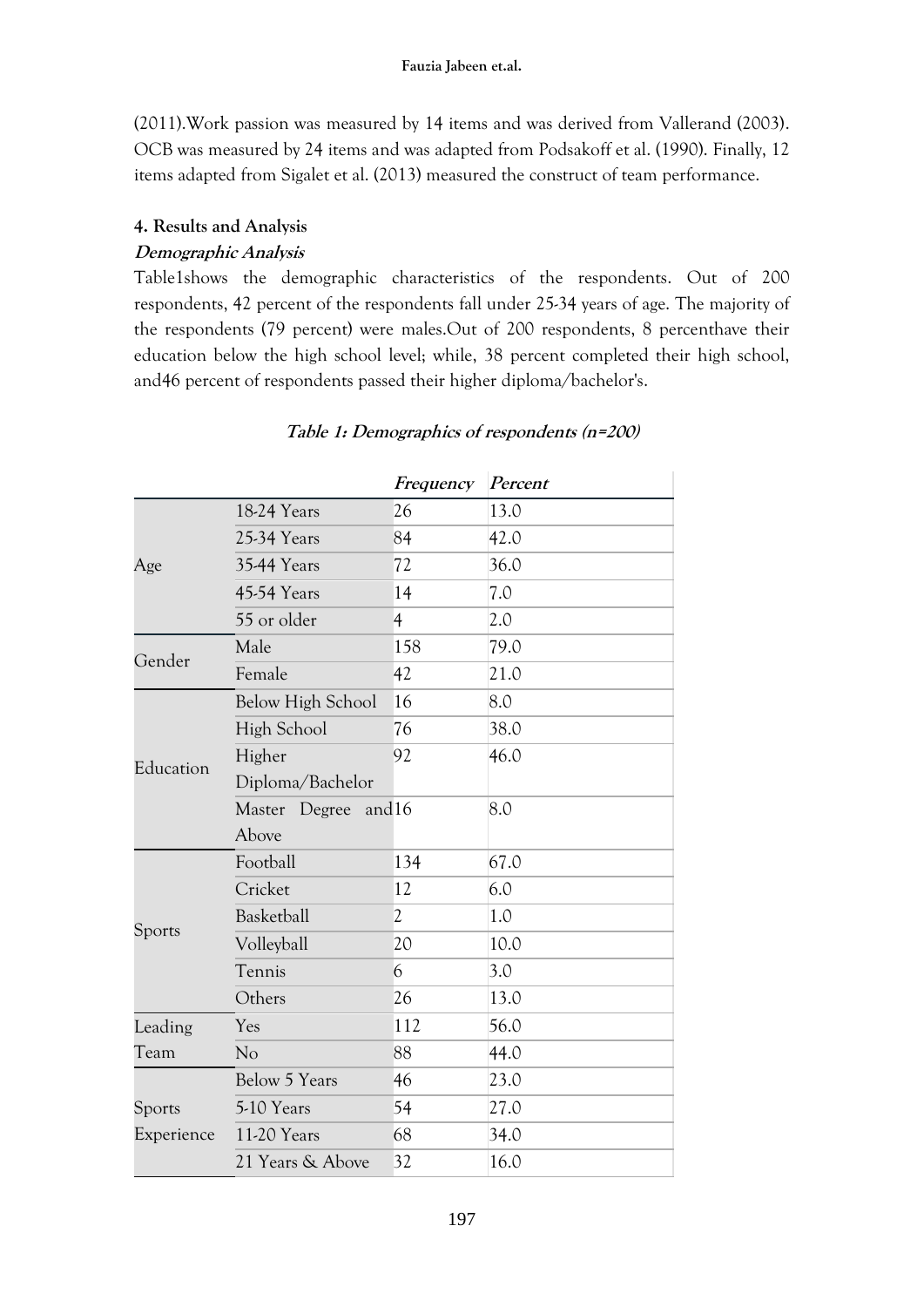(2011).Work passion was measured by 14 items and was derived from Vallerand (2003). OCB was measured by 24 items and was adapted from Podsakoff et al. (1990). Finally, 12 items adapted from Sigalet et al. (2013) measured the construct of team performance.

### 4. Results and Analysis

#### *Demographic Analysis*

Table1shows the demographic characteristics of the respondents. Out of 200 respondents, 42 percent of the respondents fall under 25-34 years of age. The majority of the respondents (79 percent) were males.Out of 200 respondents, 8 percenthave their education below the high school level; while, 38 percent completed their high school, and46 percent of respondents passed their higher diploma/bachelor's.

***Table 1: Demographics of respondents (n=200)***

| | | *Frequency* | *Percent* |
|---|---|---|---|
| Age | 18-24 Years | 26 | 13.0 |
| | 25-34 Years | 84 | 42.0 |
| | 35-44 Years | 72 | 36.0 |
| | 45-54 Years | 14 | 7.0 |
| | 55 or older | 4 | 2.0 |
| Gender | Male | 158 | 79.0 |
| | Female | 42 | 21.0 |
| Education | Below High School | 16 | 8.0 |
| | High School | 76 | 38.0 |
| | Higher Diploma/Bachelor | 92 | 46.0 |
| | Master Degree and Above | 16 | 8.0 |
| Sports | Football | 134 | 67.0 |
| | Cricket | 12 | 6.0 |
| | Basketball | 2 | 1.0 |
| | Volleyball | 20 | 10.0 |
| | Tennis | 6 | 3.0 |
| | Others | 26 | 13.0 |
| Leading Team | Yes | 112 | 56.0 |
| | No | 88 | 44.0 |
| Sports Experience | Below 5 Years | 46 | 23.0 |
| | 5-10 Years | 54 | 27.0 |
| | 11-20 Years | 68 | 34.0 |
| | 21 Years & Above | 32 | 16.0 |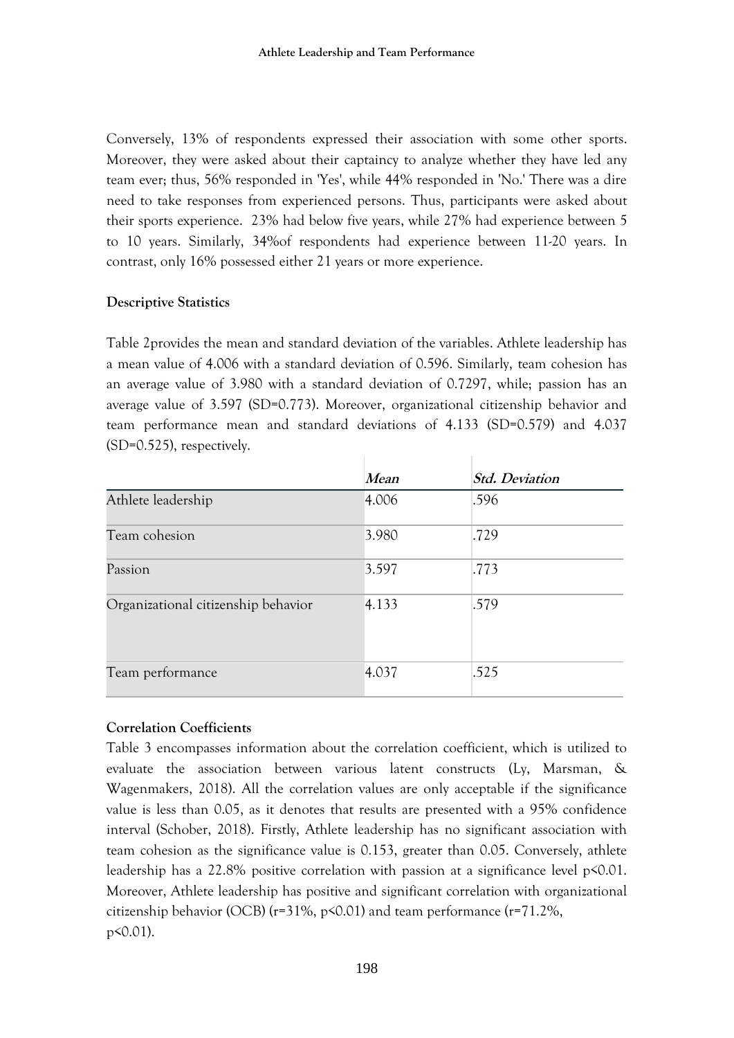Conversely, 13% of respondents expressed their association with some other sports. Moreover, they were asked about their captaincy to analyze whether they have led any team ever; thus, 56% responded in 'Yes', while 44% responded in 'No.' There was a dire need to take responses from experienced persons. Thus, participants were asked about their sports experience. 23% had below five years, while 27% had experience between 5 to 10 years. Similarly, 34%of respondents had experience between 11-20 years. In contrast, only 16% possessed either 21 years or more experience.

**Descriptive Statistics**

Table 2provides the mean and standard deviation of the variables. Athlete leadership has a mean value of 4.006 with a standard deviation of 0.596. Similarly, team cohesion has an average value of 3.980 with a standard deviation of 0.7297, while; passion has an average value of 3.597 (SD=0.773). Moreover, organizational citizenship behavior and team performance mean and standard deviations of 4.133 (SD=0.579) and 4.037 (SD=0.525), respectively.

| | *Mean* | *Std. Deviation* |
|---|---|---|
| Athlete leadership | 4.006 | .596 |
| Team cohesion | 3.980 | .729 |
| Passion | 3.597 | .773 |
| Organizational citizenship behavior | 4.133 | .579 |
| Team performance | 4.037 | .525 |

**Correlation Coefficients**

Table 3 encompasses information about the correlation coefficient, which is utilized to evaluate the association between various latent constructs (Ly, Marsman, & Wagenmakers, 2018). All the correlation values are only acceptable if the significance value is less than 0.05, as it denotes that results are presented with a 95% confidence interval (Schober, 2018). Firstly, Athlete leadership has no significant association with team cohesion as the significance value is 0.153, greater than 0.05. Conversely, athlete leadership has a 22.8% positive correlation with passion at a significance level $p<0.01$. Moreover, Athlete leadership has positive and significant correlation with organizational citizenship behavior (OCB) ($r=31\%$, $p<0.01$) and team performance ($r=71.2\%$, $p<0.01$).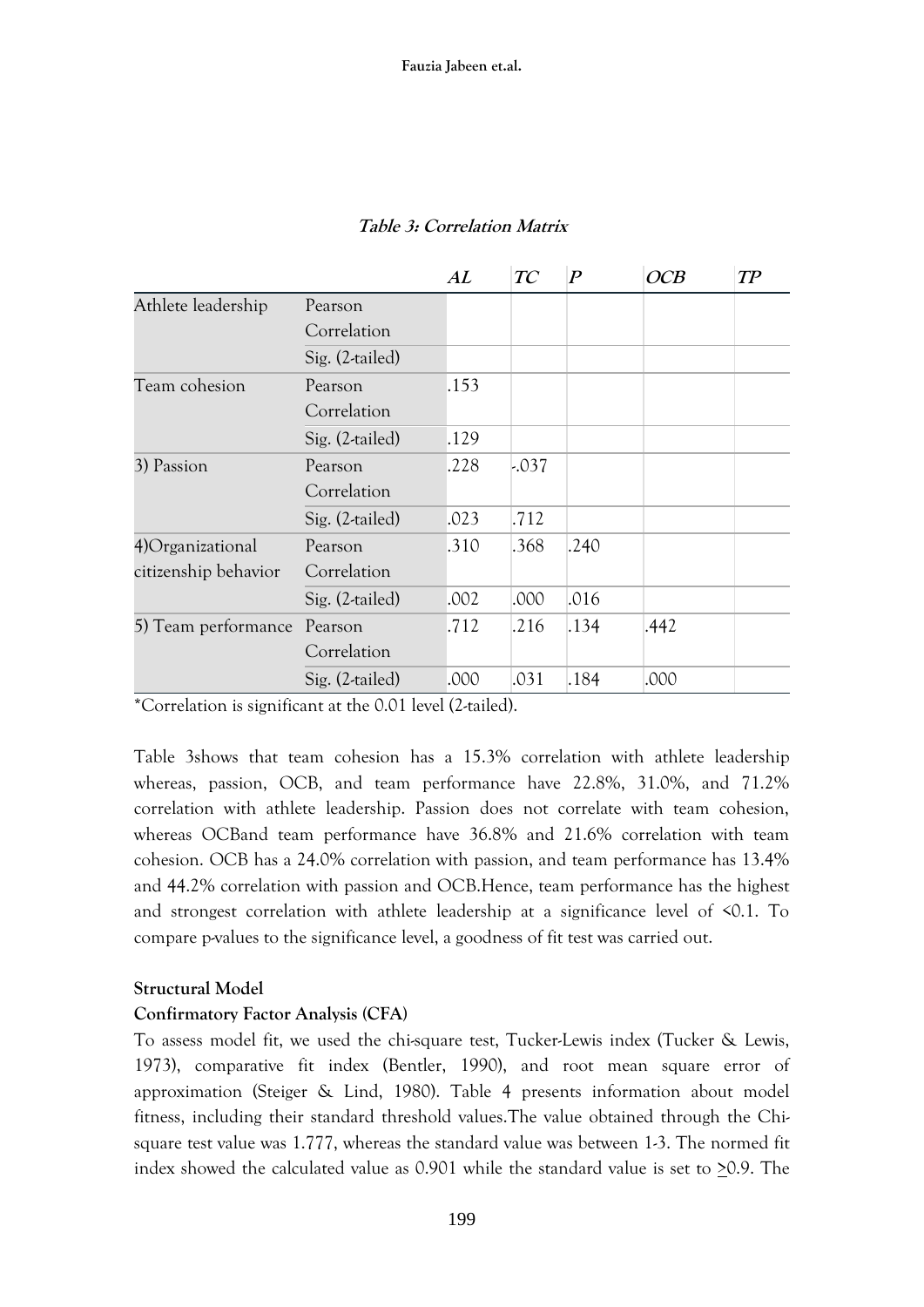**Table 3: Correlation Matrix**

| | | AL | TC | P | OCB | TP |
|---|---|---|---|---|---|---|
| Athlete leadership | Pearson Correlation | | | | | |
| | Sig. (2-tailed) | | | | | |
| Team cohesion | Pearson Correlation | .153 | | | | |
| | Sig. (2-tailed) | .129 | | | | |
| 3) Passion | Pearson Correlation | .228 | -.037 | | | |
| | Sig. (2-tailed) | .023 | .712 | | | |
| 4)Organizational citizenship behavior | Pearson Correlation | .310 | .368 | .240 | | |
| | Sig. (2-tailed) | .002 | .000 | .016 | | |
| 5) Team performance | Pearson Correlation | .712 | .216 | .134 | .442 | |
| | Sig. (2-tailed) | .000 | .031 | .184 | .000 | |

*Correlation is significant at the 0.01 level (2-tailed).

Table 3shows that team cohesion has a 15.3% correlation with athlete leadership whereas, passion, OCB, and team performance have 22.8%, 31.0%, and 71.2% correlation with athlete leadership. Passion does not correlate with team cohesion, whereas OCBand team performance have 36.8% and 21.6% correlation with team cohesion. OCB has a 24.0% correlation with passion, and team performance has 13.4% and 44.2% correlation with passion and OCB.Hence, team performance has the highest and strongest correlation with athlete leadership at a significance level of <0.1. To compare p-values to the significance level, a goodness of fit test was carried out.

**Structural Model**

**Confirmatory Factor Analysis (CFA)**

To assess model fit, we used the chi-square test, Tucker-Lewis index (Tucker & Lewis, 1973), comparative fit index (Bentler, 1990), and root mean square error of approximation (Steiger & Lind, 1980). Table 4 presents information about model fitness, including their standard threshold values.The value obtained through the Chi-square test value was 1.777, whereas the standard value was between 1-3. The normed fit index showed the calculated value as 0.901 while the standard value is set to $\geq$0.9. The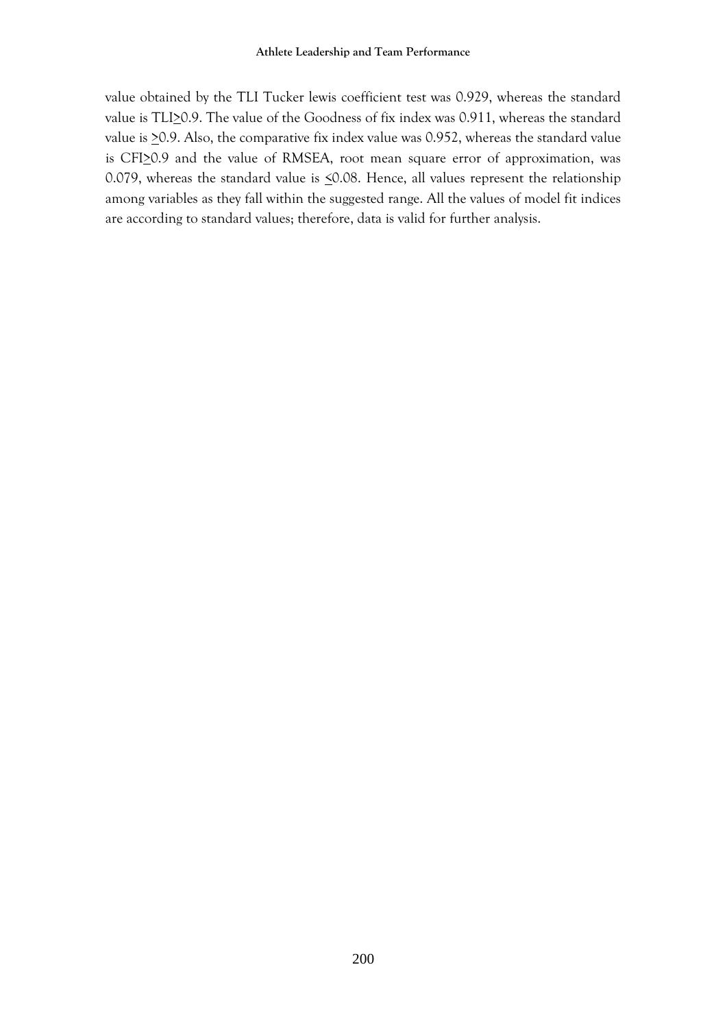value obtained by the TLI Tucker lewis coefficient test was 0.929, whereas the standard value is TLI≥0.9. The value of the Goodness of fix index was 0.911, whereas the standard value is ≥0.9. Also, the comparative fix index value was 0.952, whereas the standard value is CFI≥0.9 and the value of RMSEA, root mean square error of approximation, was 0.079, whereas the standard value is ≤0.08. Hence, all values represent the relationship among variables as they fall within the suggested range. All the values of model fit indices are according to standard values; therefore, data is valid for further analysis.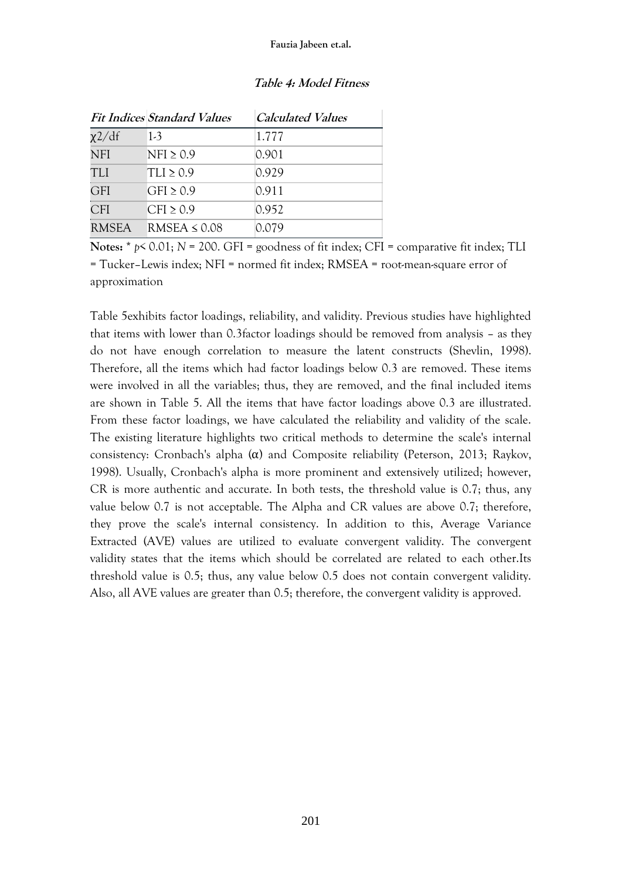***Table 4: Model Fitness***

| *Fit Indices* | *Standard Values* | *Calculated Values* |
|---|---|---|
| $\chi 2/df$ | 1-3 | 1.777 |
| NFI | NFI ≥ 0.9 | 0.901 |
| TLI | TLI ≥ 0.9 | 0.929 |
| GFI | GFI ≥ 0.9 | 0.911 |
| CFI | CFI ≥ 0.9 | 0.952 |
| RMSEA | RMSEA ≤ 0.08 | 0.079 |

**Notes:** * $p < 0.01$; $N = 200$. GFI = goodness of fit index; CFI = comparative fit index; TLI = Tucker–Lewis index; NFI = normed fit index; RMSEA = root-mean-square error of approximation

Table 5exhibits factor loadings, reliability, and validity. Previous studies have highlighted that items with lower than 0.3factor loadings should be removed from analysis – as they do not have enough correlation to measure the latent constructs (Shevlin, 1998). Therefore, all the items which had factor loadings below 0.3 are removed. These items were involved in all the variables; thus, they are removed, and the final included items are shown in Table 5. All the items that have factor loadings above 0.3 are illustrated. From these factor loadings, we have calculated the reliability and validity of the scale. The existing literature highlights two critical methods to determine the scale's internal consistency: Cronbach's alpha (α) and Composite reliability (Peterson, 2013; Raykov, 1998). Usually, Cronbach's alpha is more prominent and extensively utilized; however, CR is more authentic and accurate. In both tests, the threshold value is 0.7; thus, any value below 0.7 is not acceptable. The Alpha and CR values are above 0.7; therefore, they prove the scale's internal consistency. In addition to this, Average Variance Extracted (AVE) values are utilized to evaluate convergent validity. The convergent validity states that the items which should be correlated are related to each other.Its threshold value is 0.5; thus, any value below 0.5 does not contain convergent validity. Also, all AVE values are greater than 0.5; therefore, the convergent validity is approved.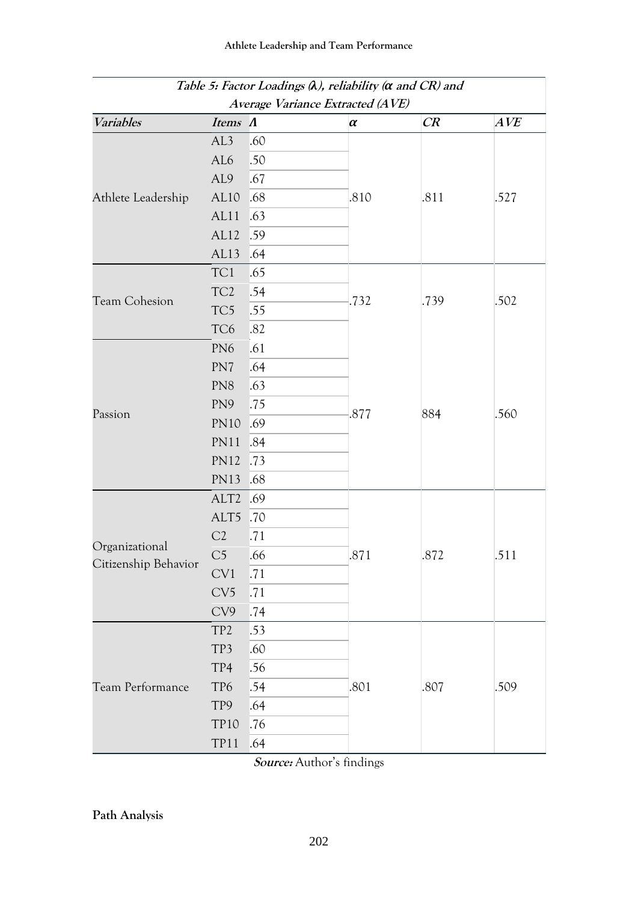**Table 5: Factor Loadings (λ), reliability (α and CR) and Average Variance Extracted (AVE)**

| *Variables* | *Items* | *Λ* | *α* | *CR* | *AVE* |
|---|---|---|---|---|---|
| Athlete Leadership | AL3 | .60 | .810 | .811 | .527 |
| | AL6 | .50 | | | |
| | AL9 | .67 | | | |
| | AL10 | .68 | | | |
| | AL11 | .63 | | | |
| | AL12 | .59 | | | |
| | AL13 | .64 | | | |
| Team Cohesion | TC1 | .65 | .732 | .739 | .502 |
| | TC2 | .54 | | | |
| | TC5 | .55 | | | |
| | TC6 | .82 | | | |
| Passion | PN6 | .61 | .877 | 884 | .560 |
| | PN7 | .64 | | | |
| | PN8 | .63 | | | |
| | PN9 | .75 | | | |
| | PN10 | .69 | | | |
| | PN11 | .84 | | | |
| | PN12 | .73 | | | |
| | PN13 | .68 | | | |
| Organizational Citizenship Behavior | ALT2 | .69 | .871 | .872 | .511 |
| | ALT5 | .70 | | | |
| | C2 | .71 | | | |
| | C5 | .66 | | | |
| | CV1 | .71 | | | |
| | CV5 | .71 | | | |
| | CV9 | .74 | | | |
| Team Performance | TP2 | .53 | .801 | .807 | .509 |
| | TP3 | .60 | | | |
| | TP4 | .56 | | | |
| | TP6 | .54 | | | |
| | TP9 | .64 | | | |
| | TP10 | .76 | | | |
| | TP11 | .64 | | | |

***Source:*** Author's findings

**Path Analysis**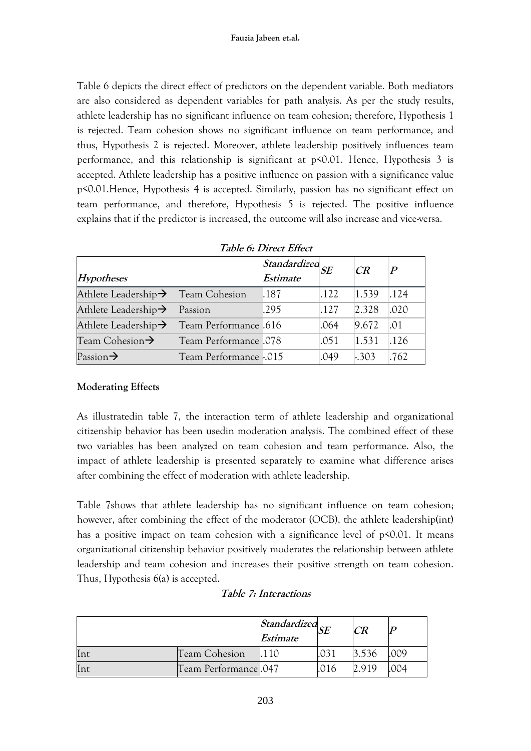Table 6 depicts the direct effect of predictors on the dependent variable. Both mediators are also considered as dependent variables for path analysis. As per the study results, athlete leadership has no significant influence on team cohesion; therefore, Hypothesis 1 is rejected. Team cohesion shows no significant influence on team performance, and thus, Hypothesis 2 is rejected. Moreover, athlete leadership positively influences team performance, and this relationship is significant at $p<0.01$. Hence, Hypothesis 3 is accepted. Athlete leadership has a positive influence on passion with a significance value $p<0.01$.Hence, Hypothesis 4 is accepted. Similarly, passion has no significant effect on team performance, and therefore, Hypothesis 5 is rejected. The positive influence explains that if the predictor is increased, the outcome will also increase and vice-versa.

**Table 6: Direct Effect**

| *Hypotheses* | | *Standardized Estimate* | *SE* | *CR* | *P* |
|---|---|---|---|---|---|
| Athlete Leadership→ | Team Cohesion | .187 | .122 | 1.539 | .124 |
| Athlete Leadership→ | Passion | .295 | .127 | 2.328 | .020 |
| Athlete Leadership→ | Team Performance | .616 | .064 | 9.672 | .01 |
| Team Cohesion→ | Team Performance | .078 | .051 | 1.531 | .126 |
| Passion→ | Team Performance | -.015 | .049 | -.303 | .762 |

**Moderating Effects**

As illustratedin table 7, the interaction term of athlete leadership and organizational citizenship behavior has been usedin moderation analysis. The combined effect of these two variables has been analyzed on team cohesion and team performance. Also, the impact of athlete leadership is presented separately to examine what difference arises after combining the effect of moderation with athlete leadership.

Table 7shows that athlete leadership has no significant influence on team cohesion; however, after combining the effect of the moderator (OCB), the athlete leadership(int) has a positive impact on team cohesion with a significance level of $p<0.01$. It means organizational citizenship behavior positively moderates the relationship between athlete leadership and team cohesion and increases their positive strength on team cohesion. Thus, Hypothesis 6(a) is accepted.

**Table 7: Interactions**

| | | *Standardized Estimate* | *SE* | *CR* | *P* |
|---|---|---|---|---|---|
| Int | Team Cohesion | .110 | .031 | 3.536 | .009 |
| Int | Team Performance | .047 | .016 | 2.919 | .004 |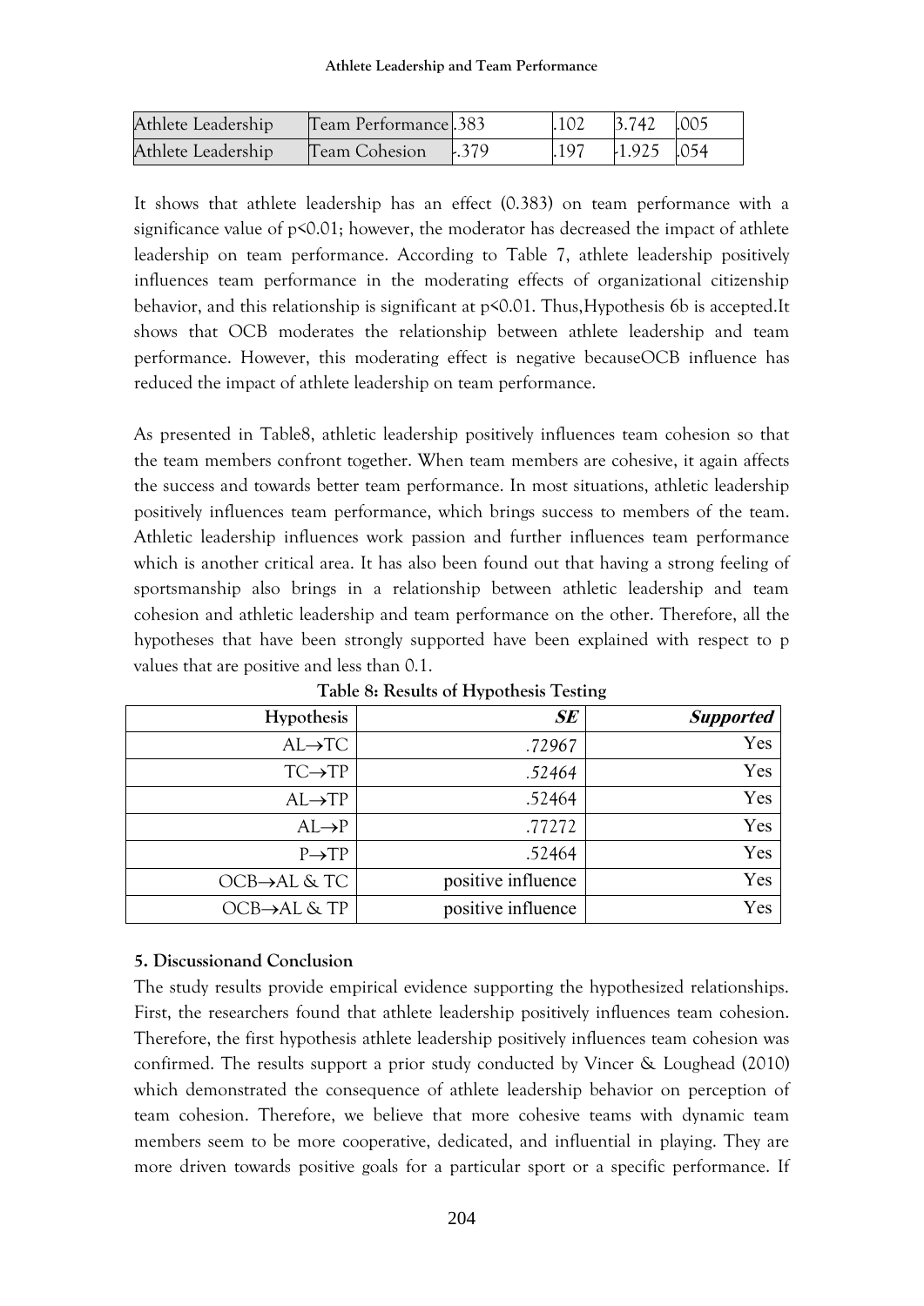| Athlete Leadership | Team Performance | .383 | .102 | 3.742 | .005 |
|---|---|---|---|---|---|
| Athlete Leadership | Team Cohesion | -.379 | .197 | -1.925 | .054 |

It shows that athlete leadership has an effect (0.383) on team performance with a significance value of $p<0.01$; however, the moderator has decreased the impact of athlete leadership on team performance. According to Table 7, athlete leadership positively influences team performance in the moderating effects of organizational citizenship behavior, and this relationship is significant at $p<0.01$. Thus,Hypothesis 6b is accepted.It shows that OCB moderates the relationship between athlete leadership and team performance. However, this moderating effect is negative becauseOCB influence has reduced the impact of athlete leadership on team performance.

As presented in Table8, athletic leadership positively influences team cohesion so that the team members confront together. When team members are cohesive, it again affects the success and towards better team performance. In most situations, athletic leadership positively influences team performance, which brings success to members of the team. Athletic leadership influences work passion and further influences team performance which is another critical area. It has also been found out that having a strong feeling of sportsmanship also brings in a relationship between athletic leadership and team cohesion and athletic leadership and team performance on the other. Therefore, all the hypotheses that have been strongly supported have been explained with respect to p values that are positive and less than 0.1.

**Table 8: Results of Hypothesis Testing**

| Hypothesis | ***SE*** | ***Supported*** |
|---|---|---|
| AL→TC | .72967 | Yes |
| TC→TP | .52464 | Yes |
| AL→TP | .52464 | Yes |
| AL→P | .77272 | Yes |
| P→TP | .52464 | Yes |
| OCB→AL & TC | positive influence | Yes |
| OCB→AL & TP | positive influence | Yes |

**5. Discussionand Conclusion**

The study results provide empirical evidence supporting the hypothesized relationships. First, the researchers found that athlete leadership positively influences team cohesion. Therefore, the first hypothesis athlete leadership positively influences team cohesion was confirmed. The results support a prior study conducted by Vincer & Loughead (2010) which demonstrated the consequence of athlete leadership behavior on perception of team cohesion. Therefore, we believe that more cohesive teams with dynamic team members seem to be more cooperative, dedicated, and influential in playing. They are more driven towards positive goals for a particular sport or a specific performance. If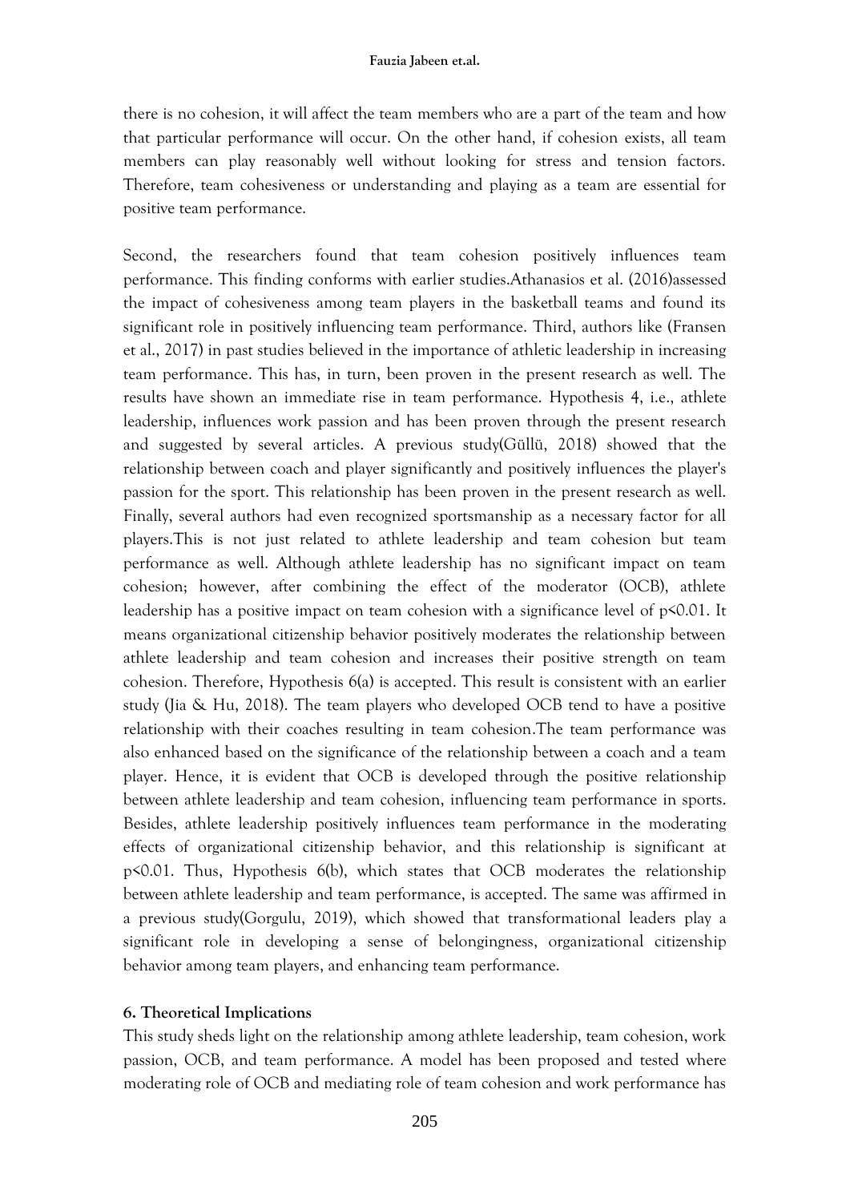there is no cohesion, it will affect the team members who are a part of the team and how that particular performance will occur. On the other hand, if cohesion exists, all team members can play reasonably well without looking for stress and tension factors. Therefore, team cohesiveness or understanding and playing as a team are essential for positive team performance.

Second, the researchers found that team cohesion positively influences team performance. This finding conforms with earlier studies.Athanasios et al. (2016)assessed the impact of cohesiveness among team players in the basketball teams and found its significant role in positively influencing team performance. Third, authors like (Fransen et al., 2017) in past studies believed in the importance of athletic leadership in increasing team performance. This has, in turn, been proven in the present research as well. The results have shown an immediate rise in team performance. Hypothesis 4, i.e., athlete leadership, influences work passion and has been proven through the present research and suggested by several articles. A previous study(Güllü, 2018) showed that the relationship between coach and player significantly and positively influences the player's passion for the sport. This relationship has been proven in the present research as well. Finally, several authors had even recognized sportsmanship as a necessary factor for all players.This is not just related to athlete leadership and team cohesion but team performance as well. Although athlete leadership has no significant impact on team cohesion; however, after combining the effect of the moderator (OCB), athlete leadership has a positive impact on team cohesion with a significance level of $p<0.01$. It means organizational citizenship behavior positively moderates the relationship between athlete leadership and team cohesion and increases their positive strength on team cohesion. Therefore, Hypothesis 6(a) is accepted. This result is consistent with an earlier study (Jia & Hu, 2018). The team players who developed OCB tend to have a positive relationship with their coaches resulting in team cohesion.The team performance was also enhanced based on the significance of the relationship between a coach and a team player. Hence, it is evident that OCB is developed through the positive relationship between athlete leadership and team cohesion, influencing team performance in sports. Besides, athlete leadership positively influences team performance in the moderating effects of organizational citizenship behavior, and this relationship is significant at $p<0.01$. Thus, Hypothesis 6(b), which states that OCB moderates the relationship between athlete leadership and team performance, is accepted. The same was affirmed in a previous study(Gorgulu, 2019), which showed that transformational leaders play a significant role in developing a sense of belongingness, organizational citizenship behavior among team players, and enhancing team performance.

## 6. Theoretical Implications

This study sheds light on the relationship among athlete leadership, team cohesion, work passion, OCB, and team performance. A model has been proposed and tested where moderating role of OCB and mediating role of team cohesion and work performance has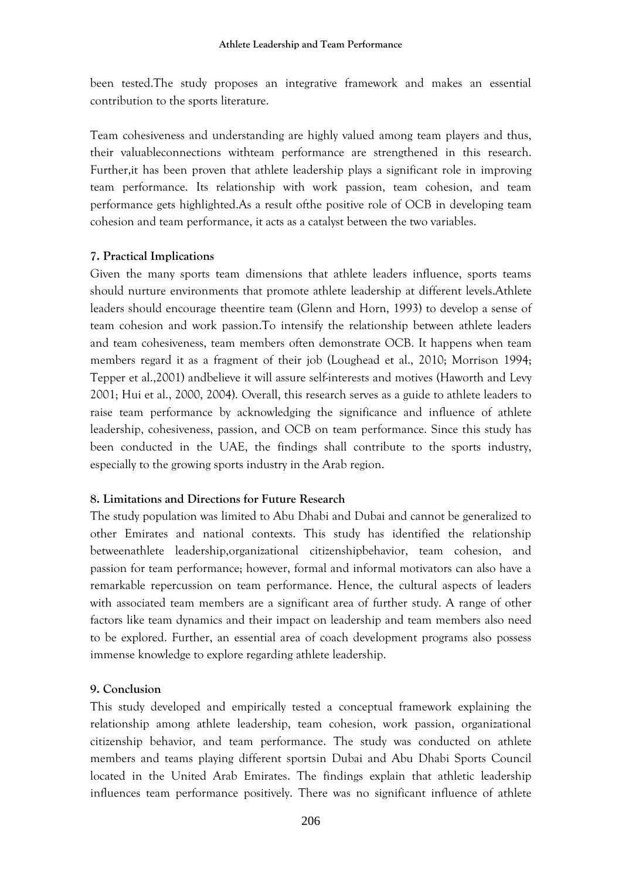been tested.The study proposes an integrative framework and makes an essential contribution to the sports literature.

Team cohesiveness and understanding are highly valued among team players and thus, their valuableconnections withteam performance are strengthened in this research. Further,it has been proven that athlete leadership plays a significant role in improving team performance. Its relationship with work passion, team cohesion, and team performance gets highlighted.As a result ofthe positive role of OCB in developing team cohesion and team performance, it acts as a catalyst between the two variables.

## 7. Practical Implications

Given the many sports team dimensions that athlete leaders influence, sports teams should nurture environments that promote athlete leadership at different levels.Athlete leaders should encourage theentire team (Glenn and Horn, 1993) to develop a sense of team cohesion and work passion.To intensify the relationship between athlete leaders and team cohesiveness, team members often demonstrate OCB. It happens when team members regard it as a fragment of their job (Loughead et al., 2010; Morrison 1994; Tepper et al.,2001) andbelieve it will assure self-interests and motives (Haworth and Levy 2001; Hui et al., 2000, 2004). Overall, this research serves as a guide to athlete leaders to raise team performance by acknowledging the significance and influence of athlete leadership, cohesiveness, passion, and OCB on team performance. Since this study has been conducted in the UAE, the findings shall contribute to the sports industry, especially to the growing sports industry in the Arab region.

## 8. Limitations and Directions for Future Research

The study population was limited to Abu Dhabi and Dubai and cannot be generalized to other Emirates and national contexts. This study has identified the relationship betweenathlete leadership,organizational citizenshipbehavior, team cohesion, and passion for team performance; however, formal and informal motivators can also have a remarkable repercussion on team performance. Hence, the cultural aspects of leaders with associated team members are a significant area of further study. A range of other factors like team dynamics and their impact on leadership and team members also need to be explored. Further, an essential area of coach development programs also possess immense knowledge to explore regarding athlete leadership.

## 9. Conclusion

This study developed and empirically tested a conceptual framework explaining the relationship among athlete leadership, team cohesion, work passion, organizational citizenship behavior, and team performance. The study was conducted on athlete members and teams playing different sportsin Dubai and Abu Dhabi Sports Council located in the United Arab Emirates. The findings explain that athletic leadership influences team performance positively. There was no significant influence of athlete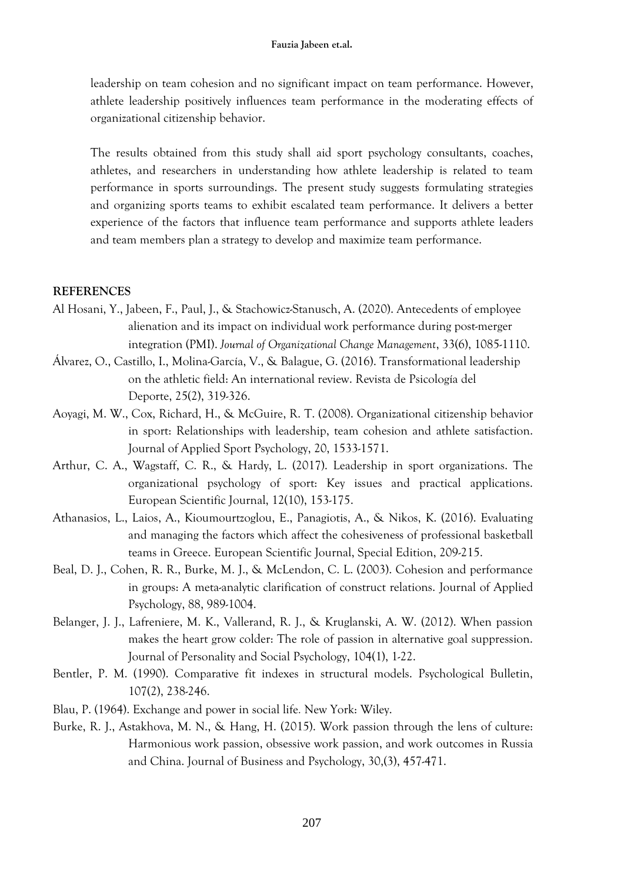leadership on team cohesion and no significant impact on team performance. However, athlete leadership positively influences team performance in the moderating effects of organizational citizenship behavior.

The results obtained from this study shall aid sport psychology consultants, coaches, athletes, and researchers in understanding how athlete leadership is related to team performance in sports surroundings. The present study suggests formulating strategies and organizing sports teams to exhibit escalated team performance. It delivers a better experience of the factors that influence team performance and supports athlete leaders and team members plan a strategy to develop and maximize team performance.

## REFERENCES

Al Hosani, Y., Jabeen, F., Paul, J., & Stachowicz-Stanusch, A. (2020). Antecedents of employee alienation and its impact on individual work performance during post-merger integration (PMI). *Journal of Organizational Change Management*, 33(6), 1085-1110.

Álvarez, O., Castillo, I., Molina-García, V., & Balague, G. (2016). Transformational leadership on the athletic field: An international review. Revista de Psicología del Deporte, 25(2), 319-326.

Aoyagi, M. W., Cox, Richard, H., & McGuire, R. T. (2008). Organizational citizenship behavior in sport: Relationships with leadership, team cohesion and athlete satisfaction. Journal of Applied Sport Psychology, 20, 1533-1571.

Arthur, C. A., Wagstaff, C. R., & Hardy, L. (2017). Leadership in sport organizations. The organizational psychology of sport: Key issues and practical applications. European Scientific Journal, 12(10), 153-175.

Athanasios, L., Laios, A., Kioumourtzoglou, E., Panagiotis, A., & Nikos, K. (2016). Evaluating and managing the factors which affect the cohesiveness of professional basketball teams in Greece. European Scientific Journal, Special Edition, 209-215.

Beal, D. J., Cohen, R. R., Burke, M. J., & McLendon, C. L. (2003). Cohesion and performance in groups: A meta-analytic clarification of construct relations. Journal of Applied Psychology, 88, 989-1004.

Belanger, J. J., Lafreniere, M. K., Vallerand, R. J., & Kruglanski, A. W. (2012). When passion makes the heart grow colder: The role of passion in alternative goal suppression. Journal of Personality and Social Psychology, 104(1), 1-22.

Bentler, P. M. (1990). Comparative fit indexes in structural models. Psychological Bulletin, 107(2), 238-246.

Blau, P. (1964). Exchange and power in social life. New York: Wiley.

Burke, R. J., Astakhova, M. N., & Hang, H. (2015). Work passion through the lens of culture: Harmonious work passion, obsessive work passion, and work outcomes in Russia and China. Journal of Business and Psychology, 30,(3), 457-471.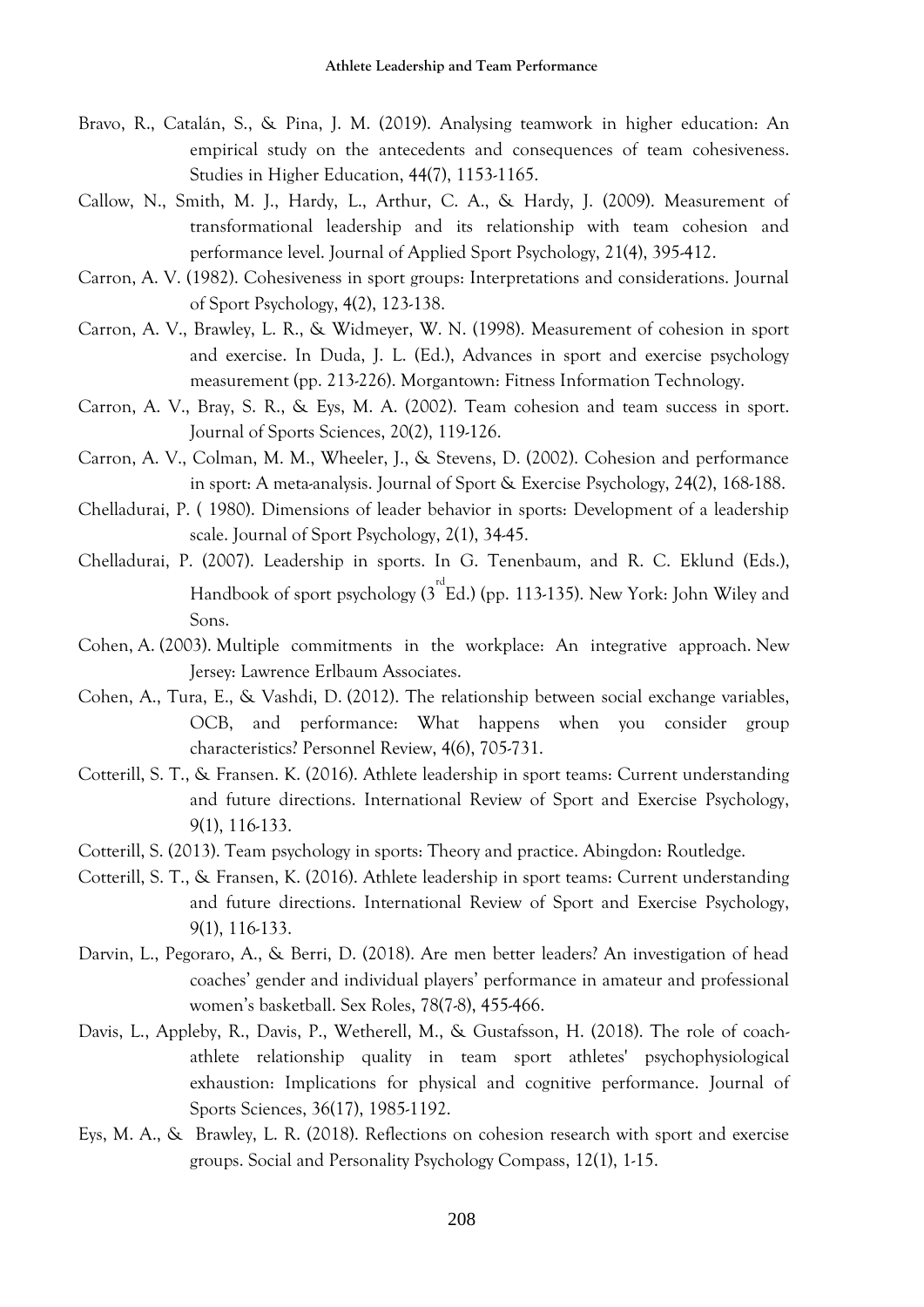Bravo, R., Catalán, S., & Pina, J. M. (2019). Analysing teamwork in higher education: An empirical study on the antecedents and consequences of team cohesiveness. Studies in Higher Education, 44(7), 1153-1165.

Callow, N., Smith, M. J., Hardy, L., Arthur, C. A., & Hardy, J. (2009). Measurement of transformational leadership and its relationship with team cohesion and performance level. Journal of Applied Sport Psychology, 21(4), 395-412.

Carron, A. V. (1982). Cohesiveness in sport groups: Interpretations and considerations. Journal of Sport Psychology, 4(2), 123-138.

Carron, A. V., Brawley, L. R., & Widmeyer, W. N. (1998). Measurement of cohesion in sport and exercise. In Duda, J. L. (Ed.), Advances in sport and exercise psychology measurement (pp. 213-226). Morgantown: Fitness Information Technology.

Carron, A. V., Bray, S. R., & Eys, M. A. (2002). Team cohesion and team success in sport. Journal of Sports Sciences, 20(2), 119-126.

Carron, A. V., Colman, M. M., Wheeler, J., & Stevens, D. (2002). Cohesion and performance in sport: A meta-analysis. Journal of Sport & Exercise Psychology, 24(2), 168-188.

Chelladurai, P. ( 1980). Dimensions of leader behavior in sports: Development of a leadership scale. Journal of Sport Psychology, 2(1), 34-45.

Chelladurai, P. (2007). Leadership in sports. In G. Tenenbaum, and R. C. Eklund (Eds.), Handbook of sport psychology (3rd Ed.) (pp. 113-135). New York: John Wiley and Sons.

Cohen, A. (2003). Multiple commitments in the workplace: An integrative approach. New Jersey: Lawrence Erlbaum Associates.

Cohen, A., Tura, E., & Vashdi, D. (2012). The relationship between social exchange variables, OCB, and performance: What happens when you consider group characteristics? Personnel Review, 4(6), 705-731.

Cotterill, S. T., & Fransen. K. (2016). Athlete leadership in sport teams: Current understanding and future directions. International Review of Sport and Exercise Psychology, 9(1), 116-133.

Cotterill, S. (2013). Team psychology in sports: Theory and practice. Abingdon: Routledge.

Cotterill, S. T., & Fransen, K. (2016). Athlete leadership in sport teams: Current understanding and future directions. International Review of Sport and Exercise Psychology, 9(1), 116-133.

Darvin, L., Pegoraro, A., & Berri, D. (2018). Are men better leaders? An investigation of head coaches' gender and individual players' performance in amateur and professional women's basketball. Sex Roles, 78(7-8), 455-466.

Davis, L., Appleby, R., Davis, P., Wetherell, M., & Gustafsson, H. (2018). The role of coach-athlete relationship quality in team sport athletes' psychophysiological exhaustion: Implications for physical and cognitive performance. Journal of Sports Sciences, 36(17), 1985-1192.

Eys, M. A., & Brawley, L. R. (2018). Reflections on cohesion research with sport and exercise groups. Social and Personality Psychology Compass, 12(1), 1-15.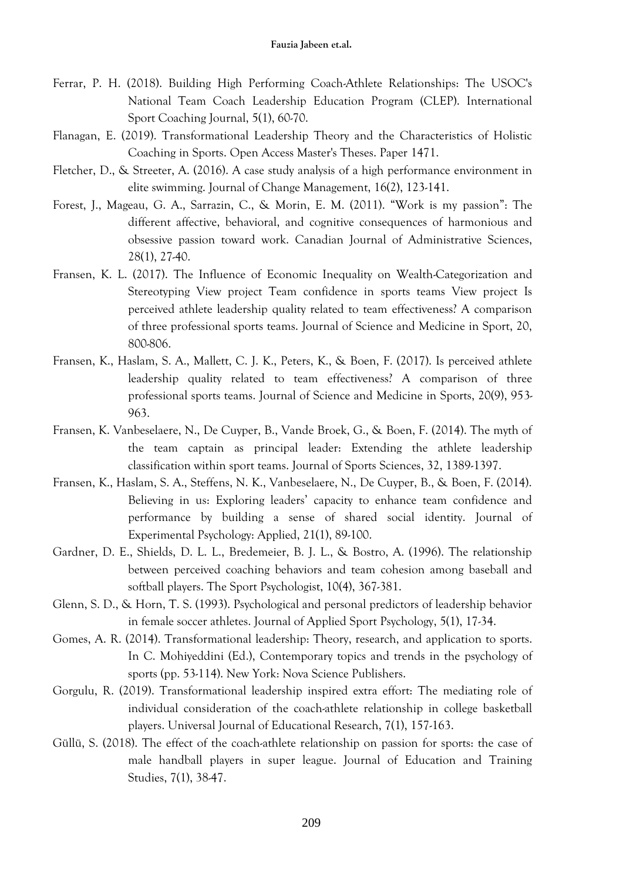Ferrar, P. H. (2018). Building High Performing Coach-Athlete Relationships: The USOC's National Team Coach Leadership Education Program (CLEP). International Sport Coaching Journal, 5(1), 60-70.

Flanagan, E. (2019). Transformational Leadership Theory and the Characteristics of Holistic Coaching in Sports. Open Access Master's Theses. Paper 1471.

Fletcher, D., & Streeter, A. (2016). A case study analysis of a high performance environment in elite swimming. Journal of Change Management, 16(2), 123-141.

Forest, J., Mageau, G. A., Sarrazin, C., & Morin, E. M. (2011). "Work is my passion": The different affective, behavioral, and cognitive consequences of harmonious and obsessive passion toward work. Canadian Journal of Administrative Sciences, 28(1), 27-40.

Fransen, K. L. (2017). The Influence of Economic Inequality on Wealth-Categorization and Stereotyping View project Team confidence in sports teams View project Is perceived athlete leadership quality related to team effectiveness? A comparison of three professional sports teams. Journal of Science and Medicine in Sport, 20, 800-806.

Fransen, K., Haslam, S. A., Mallett, C. J. K., Peters, K., & Boen, F. (2017). Is perceived athlete leadership quality related to team effectiveness? A comparison of three professional sports teams. Journal of Science and Medicine in Sports, 20(9), 953-963.

Fransen, K. Vanbeselaere, N., De Cuyper, B., Vande Broek, G., & Boen, F. (2014). The myth of the team captain as principal leader: Extending the athlete leadership classification within sport teams. Journal of Sports Sciences, 32, 1389-1397.

Fransen, K., Haslam, S. A., Steffens, N. K., Vanbeselaere, N., De Cuyper, B., & Boen, F. (2014). Believing in us: Exploring leaders' capacity to enhance team confidence and performance by building a sense of shared social identity. Journal of Experimental Psychology: Applied, 21(1), 89-100.

Gardner, D. E., Shields, D. L. L., Bredemeier, B. J. L., & Bostro, A. (1996). The relationship between perceived coaching behaviors and team cohesion among baseball and softball players. The Sport Psychologist, 10(4), 367-381.

Glenn, S. D., & Horn, T. S. (1993). Psychological and personal predictors of leadership behavior in female soccer athletes. Journal of Applied Sport Psychology, 5(1), 17-34.

Gomes, A. R. (2014). Transformational leadership: Theory, research, and application to sports. In C. Mohiyeddini (Ed.), Contemporary topics and trends in the psychology of sports (pp. 53-114). New York: Nova Science Publishers.

Gorgulu, R. (2019). Transformational leadership inspired extra effort: The mediating role of individual consideration of the coach-athlete relationship in college basketball players. Universal Journal of Educational Research, 7(1), 157-163.

Güllü, S. (2018). The effect of the coach-athlete relationship on passion for sports: the case of male handball players in super league. Journal of Education and Training Studies, 7(1), 38-47.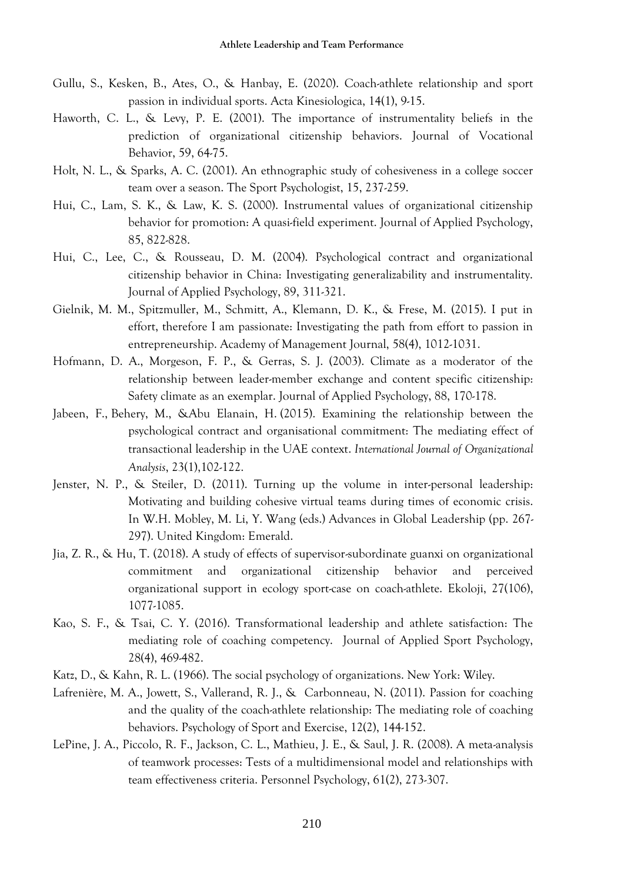Gullu, S., Kesken, B., Ates, O., & Hanbay, E. (2020). Coach-athlete relationship and sport passion in individual sports. Acta Kinesiologica, 14(1), 9-15.

Haworth, C. L., & Levy, P. E. (2001). The importance of instrumentality beliefs in the prediction of organizational citizenship behaviors. Journal of Vocational Behavior, 59, 64-75.

Holt, N. L., & Sparks, A. C. (2001). An ethnographic study of cohesiveness in a college soccer team over a season. The Sport Psychologist, 15, 237-259.

Hui, C., Lam, S. K., & Law, K. S. (2000). Instrumental values of organizational citizenship behavior for promotion: A quasi-field experiment. Journal of Applied Psychology, 85, 822-828.

Hui, C., Lee, C., & Rousseau, D. M. (2004). Psychological contract and organizational citizenship behavior in China: Investigating generalizability and instrumentality. Journal of Applied Psychology, 89, 311-321.

Gielnik, M. M., Spitzmuller, M., Schmitt, A., Klemann, D. K., & Frese, M. (2015). I put in effort, therefore I am passionate: Investigating the path from effort to passion in entrepreneurship. Academy of Management Journal, 58(4), 1012-1031.

Hofmann, D. A., Morgeson, F. P., & Gerras, S. J. (2003). Climate as a moderator of the relationship between leader-member exchange and content specific citizenship: Safety climate as an exemplar. Journal of Applied Psychology, 88, 170-178.

Jabeen, F., Behery, M., &Abu Elanain, H. (2015). Examining the relationship between the psychological contract and organisational commitment: The mediating effect of transactional leadership in the UAE context. *International Journal of Organizational Analysis*, 23(1),102-122.

Jenster, N. P., & Steiler, D. (2011). Turning up the volume in inter-personal leadership: Motivating and building cohesive virtual teams during times of economic crisis. In W.H. Mobley, M. Li, Y. Wang (eds.) Advances in Global Leadership (pp. 267-297). United Kingdom: Emerald.

Jia, Z. R., & Hu, T. (2018). A study of effects of supervisor-subordinate guanxi on organizational commitment and organizational citizenship behavior and perceived organizational support in ecology sport-case on coach-athlete. Ekoloji, 27(106), 1077-1085.

Kao, S. F., & Tsai, C. Y. (2016). Transformational leadership and athlete satisfaction: The mediating role of coaching competency. Journal of Applied Sport Psychology, 28(4), 469-482.

Katz, D., & Kahn, R. L. (1966). The social psychology of organizations. New York: Wiley.

Lafrenière, M. A., Jowett, S., Vallerand, R. J., & Carbonneau, N. (2011). Passion for coaching and the quality of the coach-athlete relationship: The mediating role of coaching behaviors. Psychology of Sport and Exercise, 12(2), 144-152.

LePine, J. A., Piccolo, R. F., Jackson, C. L., Mathieu, J. E., & Saul, J. R. (2008). A meta-analysis of teamwork processes: Tests of a multidimensional model and relationships with team effectiveness criteria. Personnel Psychology, 61(2), 273-307.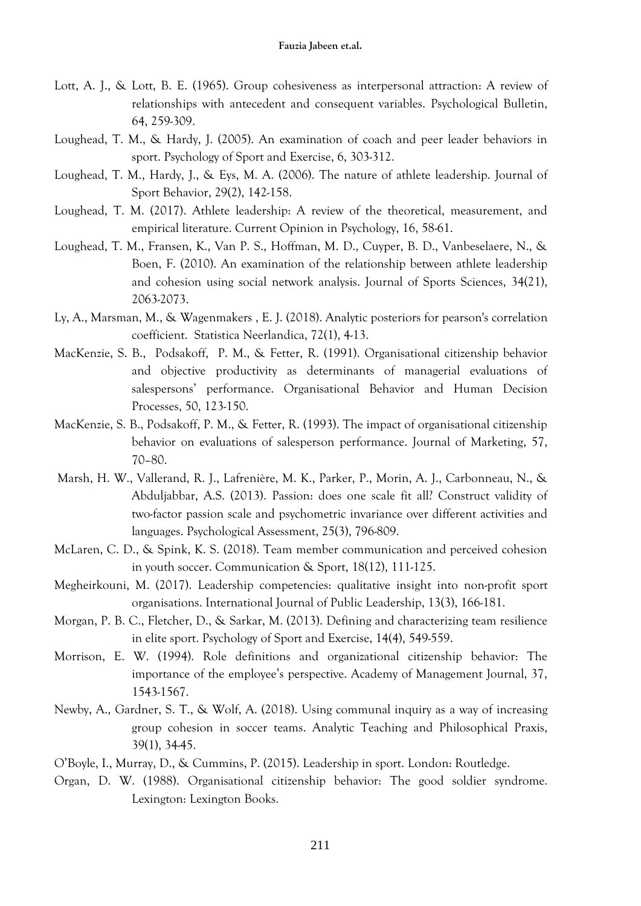Lott, A. J., & Lott, B. E. (1965). Group cohesiveness as interpersonal attraction: A review of relationships with antecedent and consequent variables. Psychological Bulletin, 64, 259-309.

Loughead, T. M., & Hardy, J. (2005). An examination of coach and peer leader behaviors in sport. Psychology of Sport and Exercise, 6, 303-312.

Loughead, T. M., Hardy, J., & Eys, M. A. (2006). The nature of athlete leadership. Journal of Sport Behavior, 29(2), 142-158.

Loughead, T. M. (2017). Athlete leadership: A review of the theoretical, measurement, and empirical literature. Current Opinion in Psychology, 16, 58-61.

Loughead, T. M., Fransen, K., Van P. S., Hoffman, M. D., Cuyper, B. D., Vanbeselaere, N., & Boen, F. (2010). An examination of the relationship between athlete leadership and cohesion using social network analysis. Journal of Sports Sciences, 34(21), 2063-2073.

Ly, A., Marsman, M., & Wagenmakers , E. J. (2018). Analytic posteriors for pearson's correlation coefficient. Statistica Neerlandica, 72(1), 4-13.

MacKenzie, S. B., Podsakoff, P. M., & Fetter, R. (1991). Organisational citizenship behavior and objective productivity as determinants of managerial evaluations of salespersons' performance. Organisational Behavior and Human Decision Processes, 50, 123-150.

MacKenzie, S. B., Podsakoff, P. M., & Fetter, R. (1993). The impact of organisational citizenship behavior on evaluations of salesperson performance. Journal of Marketing, 57, 70–80.

Marsh, H. W., Vallerand, R. J., Lafrenière, M. K., Parker, P., Morin, A. J., Carbonneau, N., & Abduljabbar, A.S. (2013). Passion: does one scale fit all? Construct validity of two-factor passion scale and psychometric invariance over different activities and languages. Psychological Assessment, 25(3), 796-809.

McLaren, C. D., & Spink, K. S. (2018). Team member communication and perceived cohesion in youth soccer. Communication & Sport, 18(12), 111-125.

Megheirkouni, M. (2017). Leadership competencies: qualitative insight into non-profit sport organisations. International Journal of Public Leadership, 13(3), 166-181.

Morgan, P. B. C., Fletcher, D., & Sarkar, M. (2013). Defining and characterizing team resilience in elite sport. Psychology of Sport and Exercise, 14(4), 549-559.

Morrison, E. W. (1994). Role definitions and organizational citizenship behavior: The importance of the employee's perspective. Academy of Management Journal, 37, 1543-1567.

Newby, A., Gardner, S. T., & Wolf, A. (2018). Using communal inquiry as a way of increasing group cohesion in soccer teams. Analytic Teaching and Philosophical Praxis, 39(1), 34-45.

O'Boyle, I., Murray, D., & Cummins, P. (2015). Leadership in sport. London: Routledge.

Organ, D. W. (1988). Organisational citizenship behavior: The good soldier syndrome. Lexington: Lexington Books.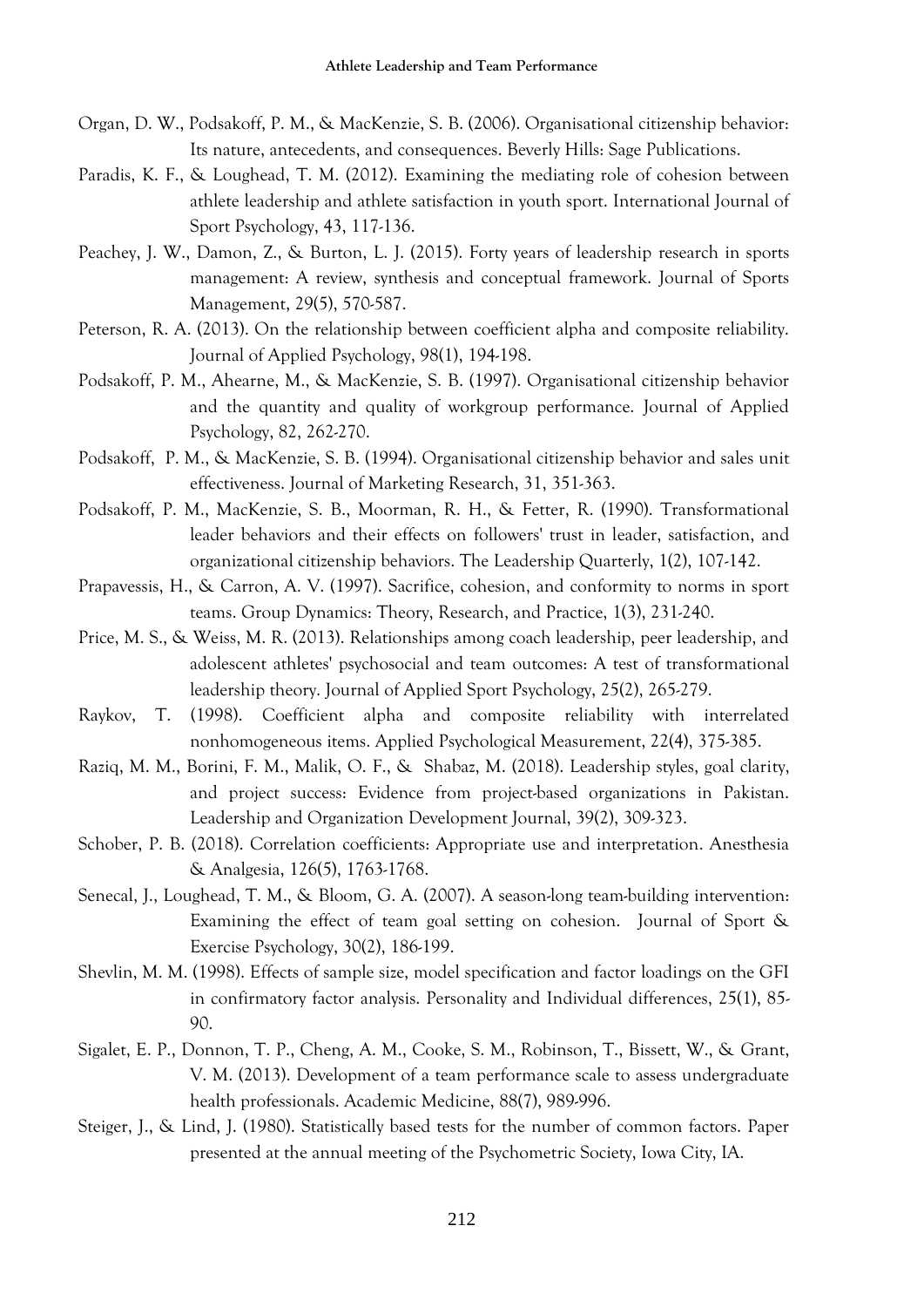Organ, D. W., Podsakoff, P. M., & MacKenzie, S. B. (2006). Organisational citizenship behavior: Its nature, antecedents, and consequences. Beverly Hills: Sage Publications.

Paradis, K. F., & Loughead, T. M. (2012). Examining the mediating role of cohesion between athlete leadership and athlete satisfaction in youth sport. International Journal of Sport Psychology, 43, 117-136.

Peachey, J. W., Damon, Z., & Burton, L. J. (2015). Forty years of leadership research in sports management: A review, synthesis and conceptual framework. Journal of Sports Management, 29(5), 570-587.

Peterson, R. A. (2013). On the relationship between coefficient alpha and composite reliability. Journal of Applied Psychology, 98(1), 194-198.

Podsakoff, P. M., Ahearne, M., & MacKenzie, S. B. (1997). Organisational citizenship behavior and the quantity and quality of workgroup performance. Journal of Applied Psychology, 82, 262-270.

Podsakoff, P. M., & MacKenzie, S. B. (1994). Organisational citizenship behavior and sales unit effectiveness. Journal of Marketing Research, 31, 351-363.

Podsakoff, P. M., MacKenzie, S. B., Moorman, R. H., & Fetter, R. (1990). Transformational leader behaviors and their effects on followers' trust in leader, satisfaction, and organizational citizenship behaviors. The Leadership Quarterly, 1(2), 107-142.

Prapavessis, H., & Carron, A. V. (1997). Sacrifice, cohesion, and conformity to norms in sport teams. Group Dynamics: Theory, Research, and Practice, 1(3), 231-240.

Price, M. S., & Weiss, M. R. (2013). Relationships among coach leadership, peer leadership, and adolescent athletes' psychosocial and team outcomes: A test of transformational leadership theory. Journal of Applied Sport Psychology, 25(2), 265-279.

Raykov, T. (1998). Coefficient alpha and composite reliability with interrelated nonhomogeneous items. Applied Psychological Measurement, 22(4), 375-385.

Raziq, M. M., Borini, F. M., Malik, O. F., & Shabaz, M. (2018). Leadership styles, goal clarity, and project success: Evidence from project-based organizations in Pakistan. Leadership and Organization Development Journal, 39(2), 309-323.

Schober, P. B. (2018). Correlation coefficients: Appropriate use and interpretation. Anesthesia & Analgesia, 126(5), 1763-1768.

Senecal, J., Loughead, T. M., & Bloom, G. A. (2007). A season-long team-building intervention: Examining the effect of team goal setting on cohesion. Journal of Sport & Exercise Psychology, 30(2), 186-199.

Shevlin, M. M. (1998). Effects of sample size, model specification and factor loadings on the GFI in confirmatory factor analysis. Personality and Individual differences, 25(1), 85-90.

Sigalet, E. P., Donnon, T. P., Cheng, A. M., Cooke, S. M., Robinson, T., Bissett, W., & Grant, V. M. (2013). Development of a team performance scale to assess undergraduate health professionals. Academic Medicine, 88(7), 989-996.

Steiger, J., & Lind, J. (1980). Statistically based tests for the number of common factors. Paper presented at the annual meeting of the Psychometric Society, Iowa City, IA.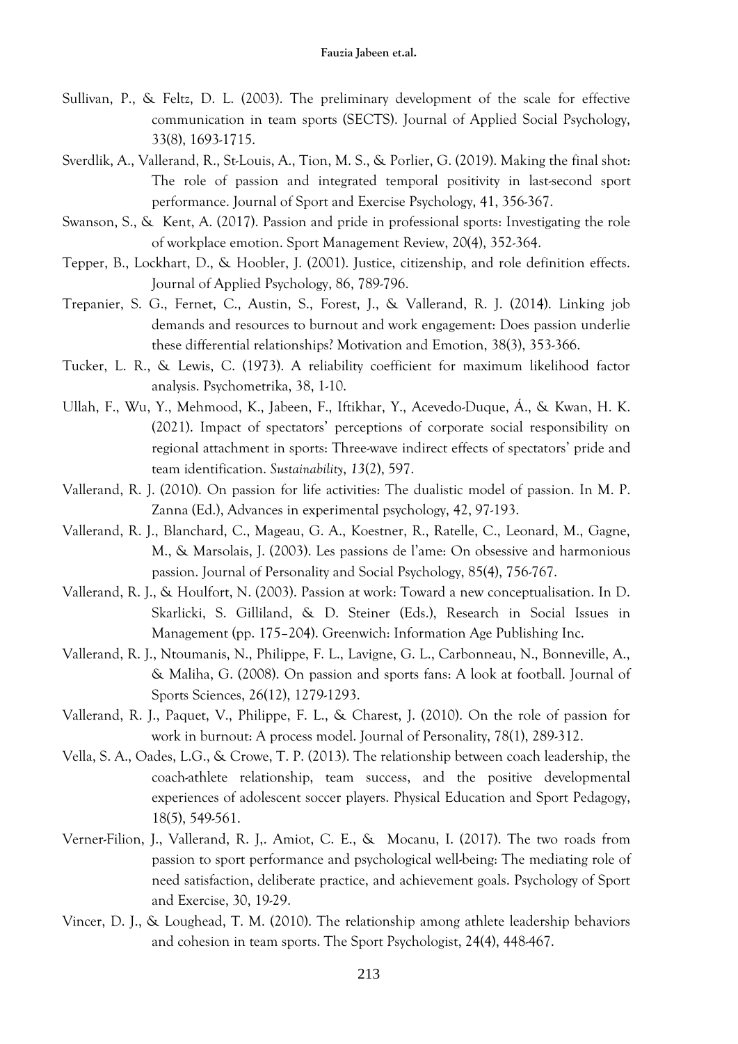Sullivan, P., & Feltz, D. L. (2003). The preliminary development of the scale for effective communication in team sports (SECTS). Journal of Applied Social Psychology, 33(8), 1693-1715.

Sverdlik, A., Vallerand, R., St-Louis, A., Tion, M. S., & Porlier, G. (2019). Making the final shot: The role of passion and integrated temporal positivity in last-second sport performance. Journal of Sport and Exercise Psychology, 41, 356-367.

Swanson, S., & Kent, A. (2017). Passion and pride in professional sports: Investigating the role of workplace emotion. Sport Management Review, 20(4), 352-364.

Tepper, B., Lockhart, D., & Hoobler, J. (2001). Justice, citizenship, and role definition effects. Journal of Applied Psychology, 86, 789-796.

Trepanier, S. G., Fernet, C., Austin, S., Forest, J., & Vallerand, R. J. (2014). Linking job demands and resources to burnout and work engagement: Does passion underlie these differential relationships? Motivation and Emotion, 38(3), 353-366.

Tucker, L. R., & Lewis, C. (1973). A reliability coefficient for maximum likelihood factor analysis. Psychometrika, 38, 1-10.

Ullah, F., Wu, Y., Mehmood, K., Jabeen, F., Iftikhar, Y., Acevedo-Duque, Á., & Kwan, H. K. (2021). Impact of spectators' perceptions of corporate social responsibility on regional attachment in sports: Three-wave indirect effects of spectators' pride and team identification. *Sustainability*, *13*(2), 597.

Vallerand, R. J. (2010). On passion for life activities: The dualistic model of passion. In M. P. Zanna (Ed.), Advances in experimental psychology, 42, 97-193.

Vallerand, R. J., Blanchard, C., Mageau, G. A., Koestner, R., Ratelle, C., Leonard, M., Gagne, M., & Marsolais, J. (2003). Les passions de l'ame: On obsessive and harmonious passion. Journal of Personality and Social Psychology, 85(4), 756-767.

Vallerand, R. J., & Houlfort, N. (2003). Passion at work: Toward a new conceptualisation. In D. Skarlicki, S. Gilliland, & D. Steiner (Eds.), Research in Social Issues in Management (pp. 175–204). Greenwich: Information Age Publishing Inc.

Vallerand, R. J., Ntoumanis, N., Philippe, F. L., Lavigne, G. L., Carbonneau, N., Bonneville, A., & Maliha, G. (2008). On passion and sports fans: A look at football. Journal of Sports Sciences, 26(12), 1279-1293.

Vallerand, R. J., Paquet, V., Philippe, F. L., & Charest, J. (2010). On the role of passion for work in burnout: A process model. Journal of Personality, 78(1), 289-312.

Vella, S. A., Oades, L.G., & Crowe, T. P. (2013). The relationship between coach leadership, the coach-athlete relationship, team success, and the positive developmental experiences of adolescent soccer players. Physical Education and Sport Pedagogy, 18(5), 549-561.

Verner-Filion, J., Vallerand, R. J,. Amiot, C. E., & Mocanu, I. (2017). The two roads from passion to sport performance and psychological well-being: The mediating role of need satisfaction, deliberate practice, and achievement goals. Psychology of Sport and Exercise, 30, 19-29.

Vincer, D. J., & Loughead, T. M. (2010). The relationship among athlete leadership behaviors and cohesion in team sports. The Sport Psychologist, 24(4), 448-467.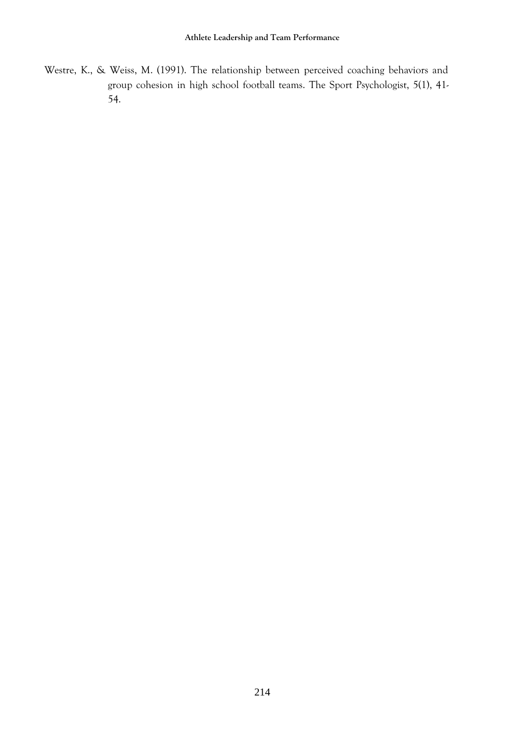Westre, K., & Weiss, M. (1991). The relationship between perceived coaching behaviors and group cohesion in high school football teams. The Sport Psychologist, 5(1), 41-54.